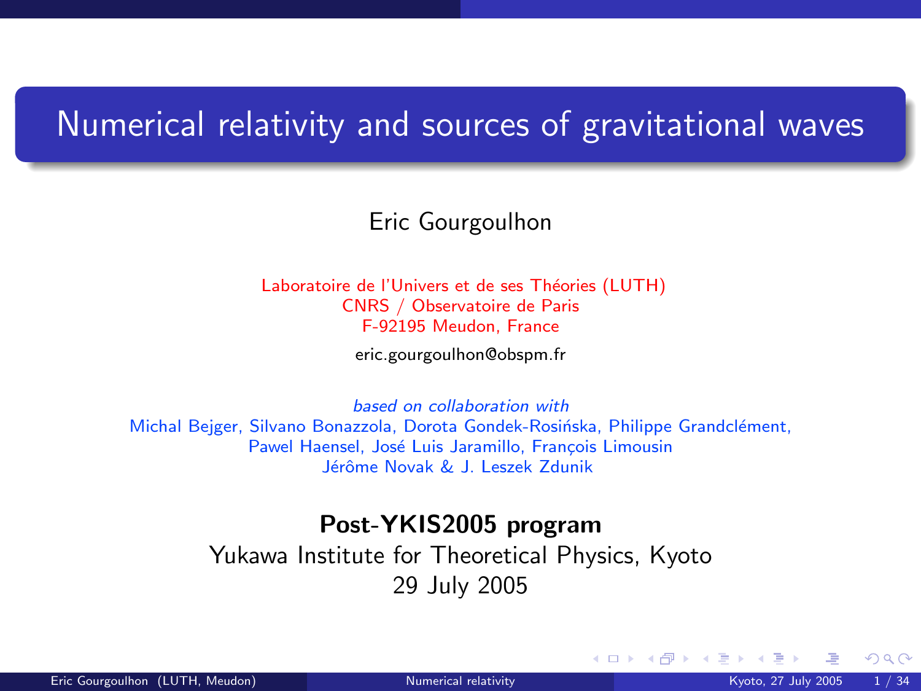# Numerical relativity and sources of gravitational waves

Eric Gourgoulhon

Laboratoire de l'Univers et de ses Théories (LUTH)
CNRS / Observatoire de Paris
F-92195 Meudon, France

eric.gourgoulhon@obspm.fr

*based on collaboration with*
Michal Bejger, Silvano Bonazzola, Dorota Gondek-Rosińska, Philippe Grandclément, Pawel Haensel, José Luis Jaramillo, François Limousin
Jérôme Novak & J. Leszek Zdunik

**Post-YKIS2005 program**
Yukawa Institute for Theoretical Physics, Kyoto
29 July 2005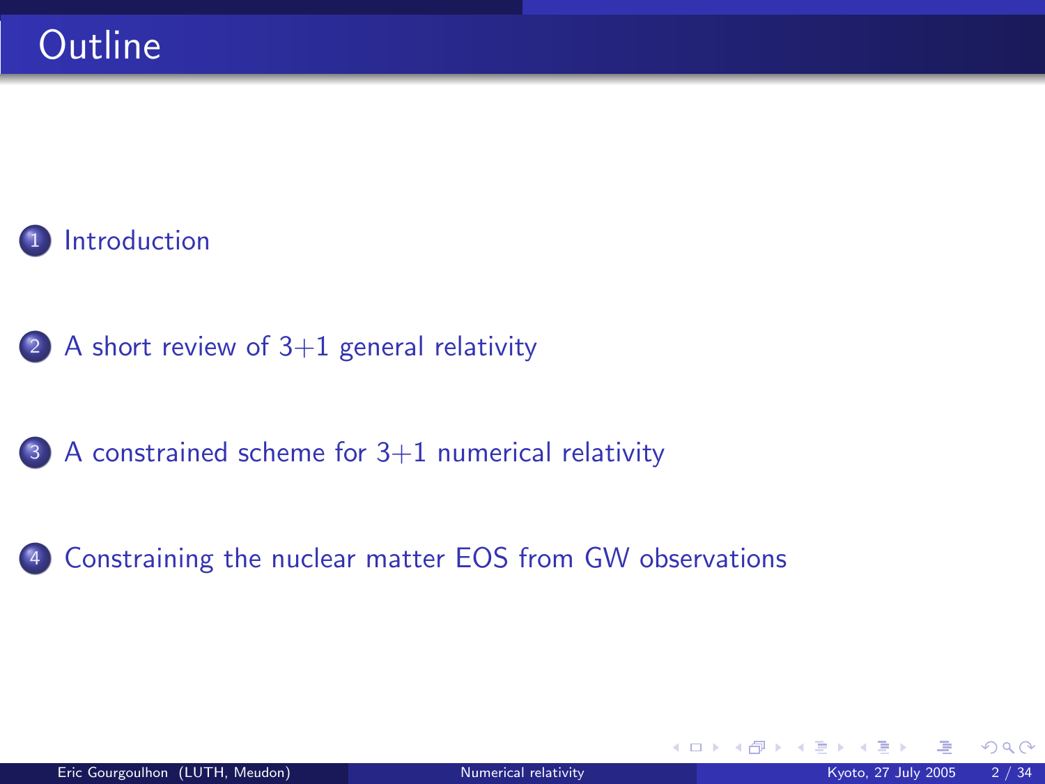# Outline

1. Introduction

2. A short review of 3+1 general relativity

3. A constrained scheme for 3+1 numerical relativity

4. Constraining the nuclear matter EOS from GW observations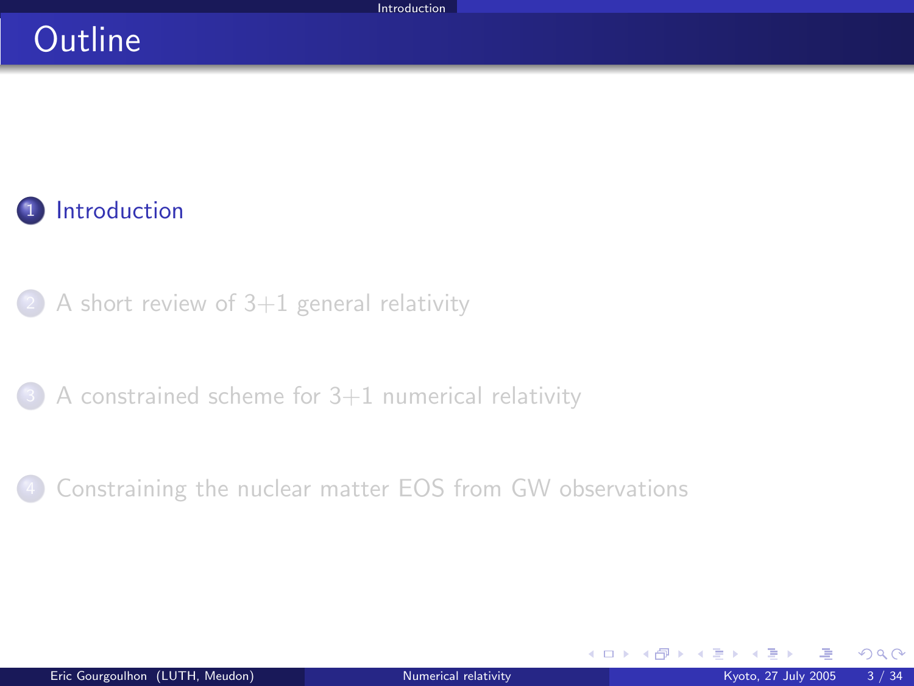# Outline

1. Introduction
2. A short review of 3+1 general relativity
3. A constrained scheme for 3+1 numerical relativity
4. Constraining the nuclear matter EOS from GW observations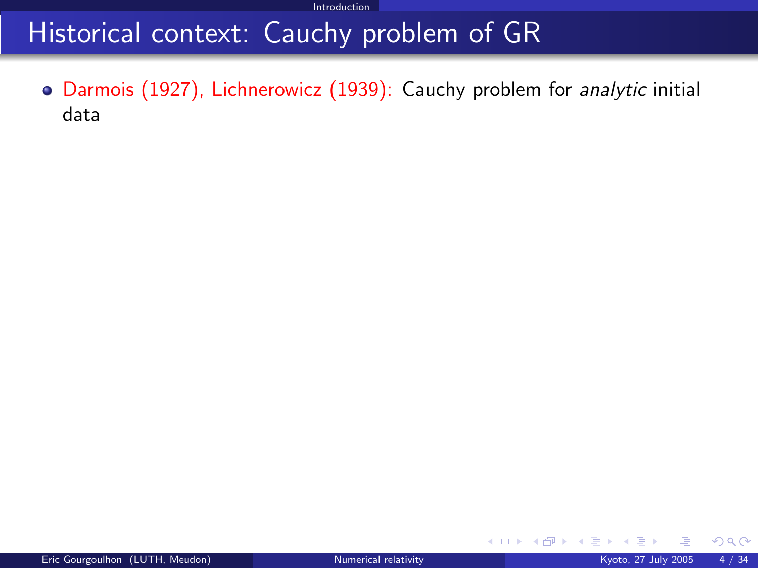# Historical context: Cauchy problem of GR

- Darmois (1927), Lichnerowicz (1939): Cauchy problem for *analytic* initial data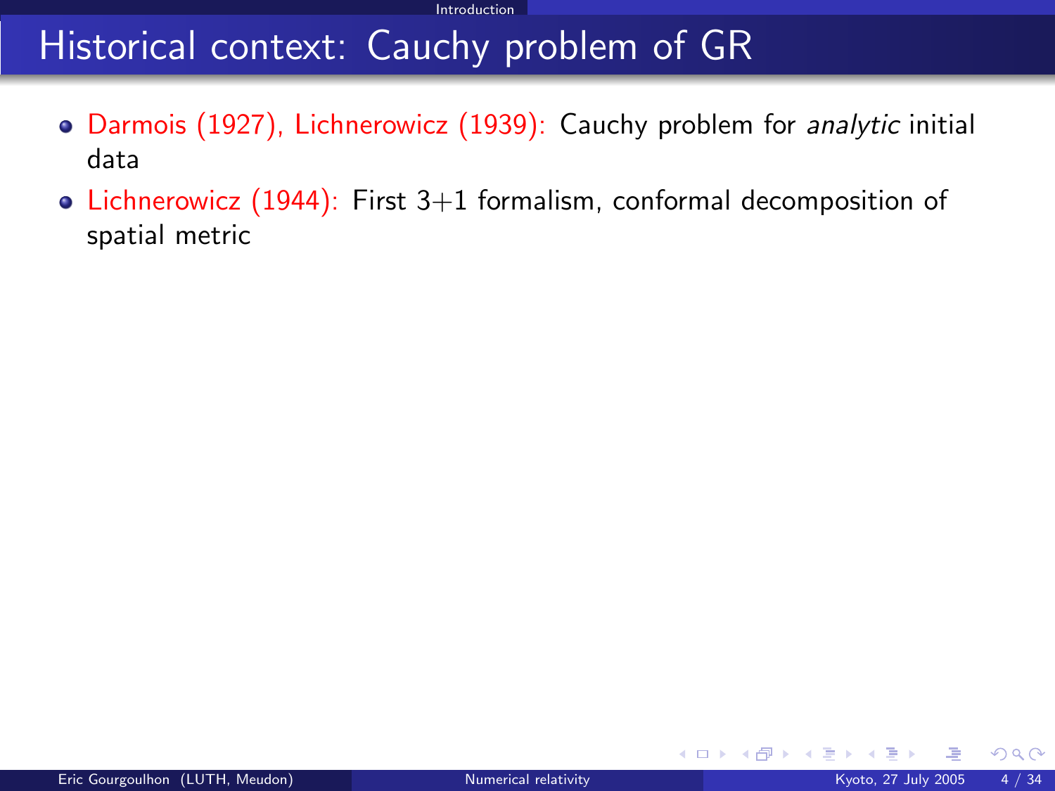# Historical context: Cauchy problem of GR

- Darmois (1927), Lichnerowicz (1939): Cauchy problem for *analytic* initial data
- Lichnerowicz (1944): First 3+1 formalism, conformal decomposition of spatial metric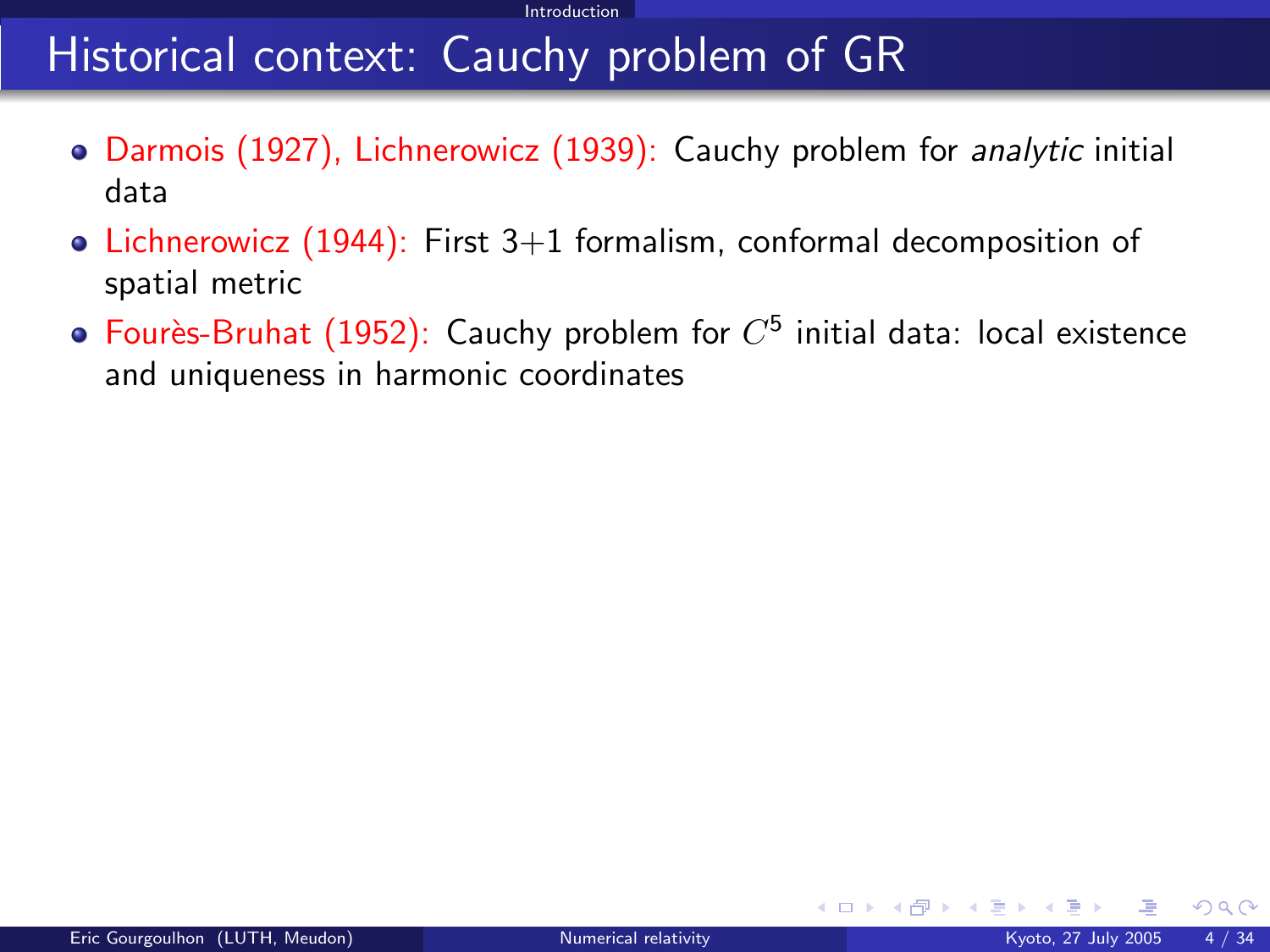# Historical context: Cauchy problem of GR

- Darmois (1927), Lichnerowicz (1939): Cauchy problem for *analytic* initial data
- Lichnerowicz (1944): First 3+1 formalism, conformal decomposition of spatial metric
- Fourès-Bruhat (1952): Cauchy problem for $C^5$ initial data: local existence and uniqueness in harmonic coordinates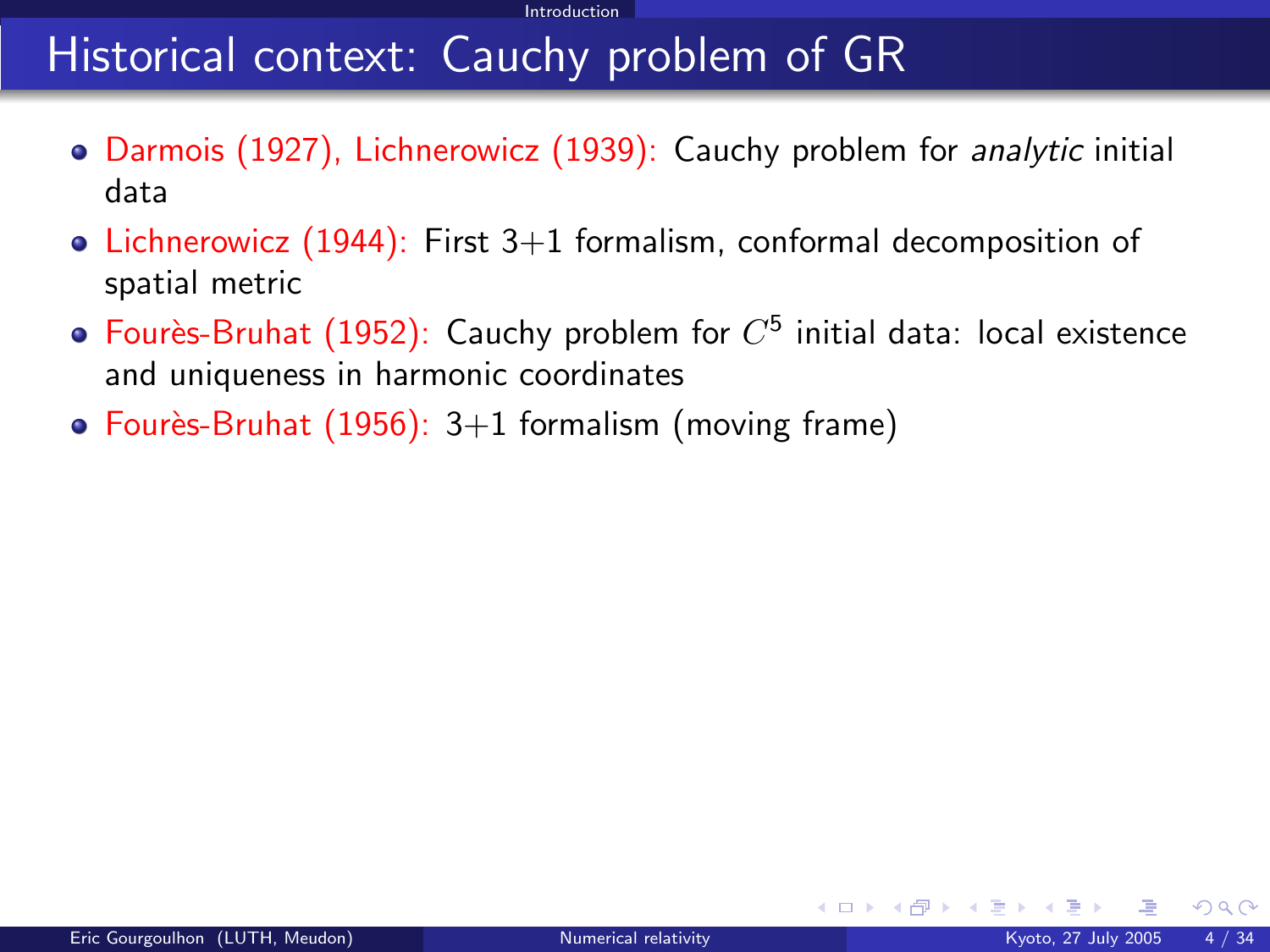# Historical context: Cauchy problem of GR

- Darmois (1927), Lichnerowicz (1939): Cauchy problem for *analytic* initial data
- Lichnerowicz (1944): First 3+1 formalism, conformal decomposition of spatial metric
- Fourès-Bruhat (1952): Cauchy problem for $C^5$ initial data: local existence and uniqueness in harmonic coordinates
- Fourès-Bruhat (1956): 3+1 formalism (moving frame)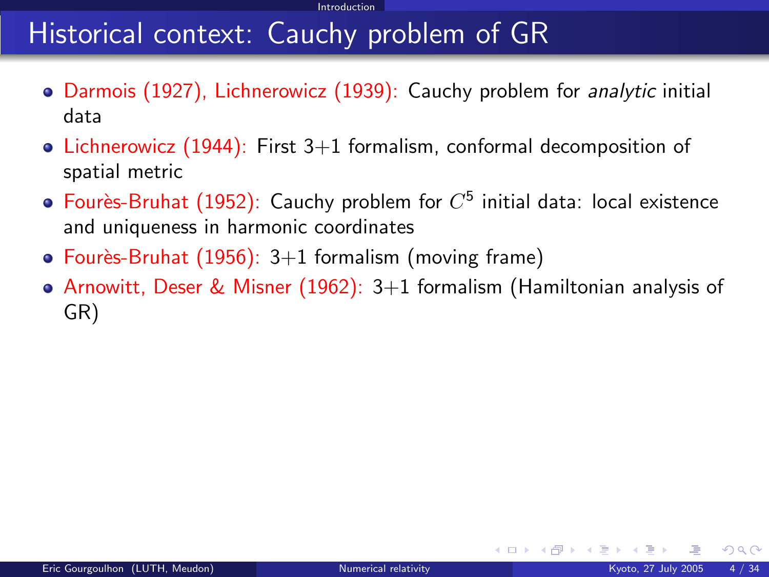# Historical context: Cauchy problem of GR

- Darmois (1927), Lichnerowicz (1939): Cauchy problem for *analytic* initial data
- Lichnerowicz (1944): First 3+1 formalism, conformal decomposition of spatial metric
- Fourès-Bruhat (1952): Cauchy problem for $C^5$ initial data: local existence and uniqueness in harmonic coordinates
- Fourès-Bruhat (1956): 3+1 formalism (moving frame)
- Arnowitt, Deser & Misner (1962): 3+1 formalism (Hamiltonian analysis of GR)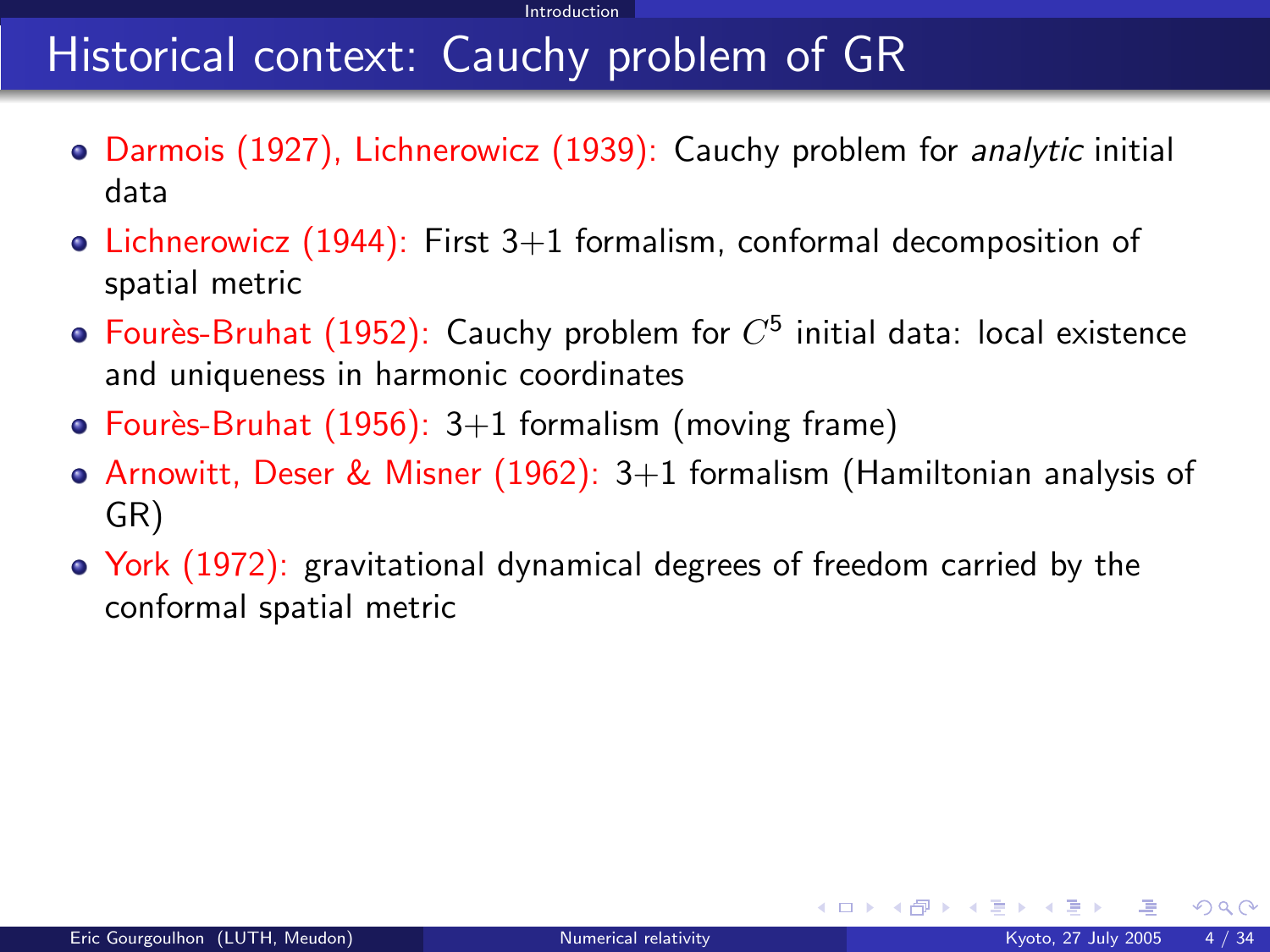# Historical context: Cauchy problem of GR

- Darmois (1927), Lichnerowicz (1939): Cauchy problem for *analytic* initial data
- Lichnerowicz (1944): First 3+1 formalism, conformal decomposition of spatial metric
- Fourès-Bruhat (1952): Cauchy problem for $C^5$ initial data: local existence and uniqueness in harmonic coordinates
- Fourès-Bruhat (1956): 3+1 formalism (moving frame)
- Arnowitt, Deser & Misner (1962): 3+1 formalism (Hamiltonian analysis of GR)
- York (1972): gravitational dynamical degrees of freedom carried by the conformal spatial metric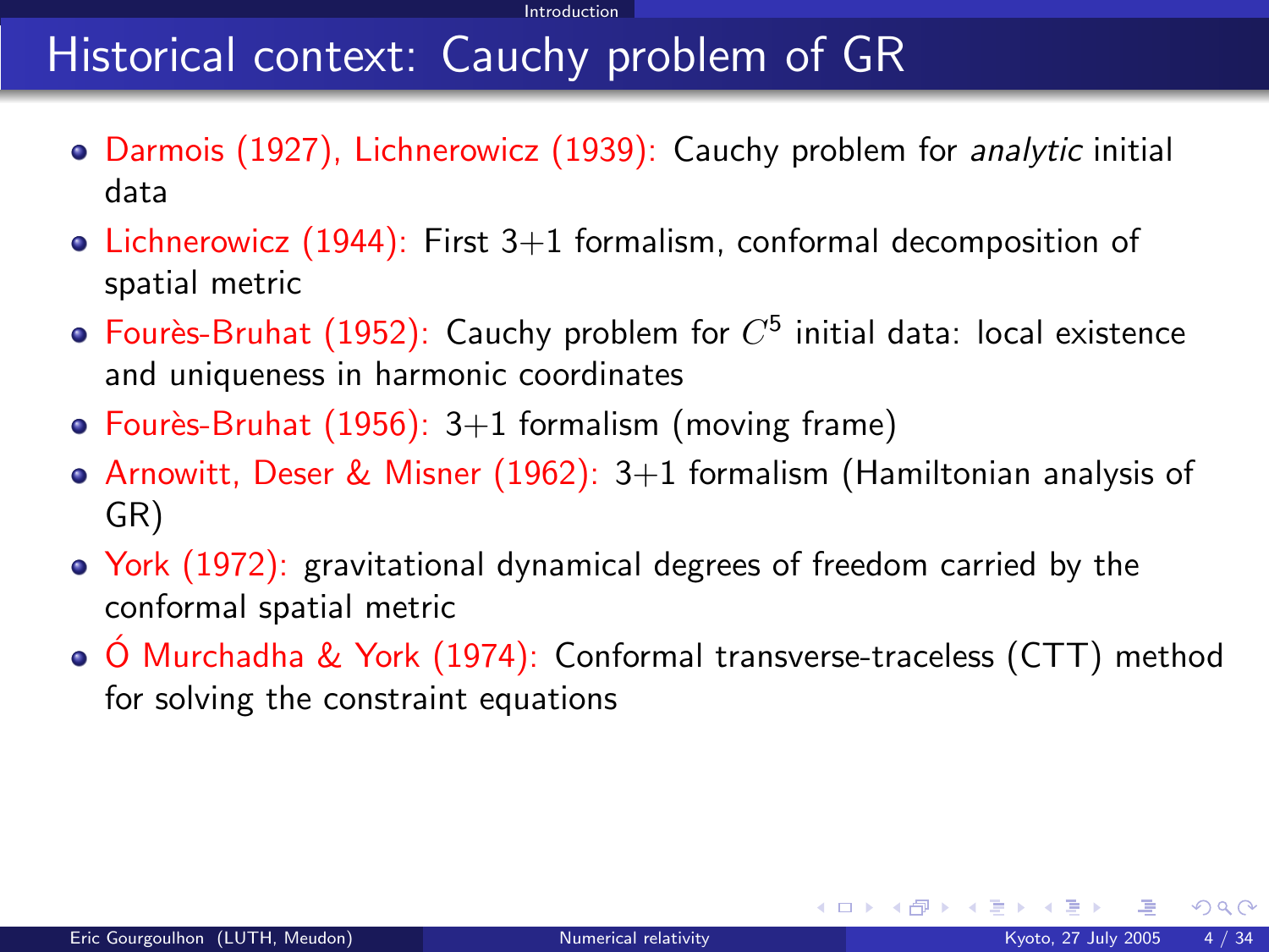# Historical context: Cauchy problem of GR

- Darmois (1927), Lichnerowicz (1939): Cauchy problem for *analytic* initial data
- Lichnerowicz (1944): First 3+1 formalism, conformal decomposition of spatial metric
- Fourès-Bruhat (1952): Cauchy problem for $C^5$ initial data: local existence and uniqueness in harmonic coordinates
- Fourès-Bruhat (1956): 3+1 formalism (moving frame)
- Arnowitt, Deser & Misner (1962): 3+1 formalism (Hamiltonian analysis of GR)
- York (1972): gravitational dynamical degrees of freedom carried by the conformal spatial metric
- Ó Murchadha & York (1974): Conformal transverse-traceless (CTT) method for solving the constraint equations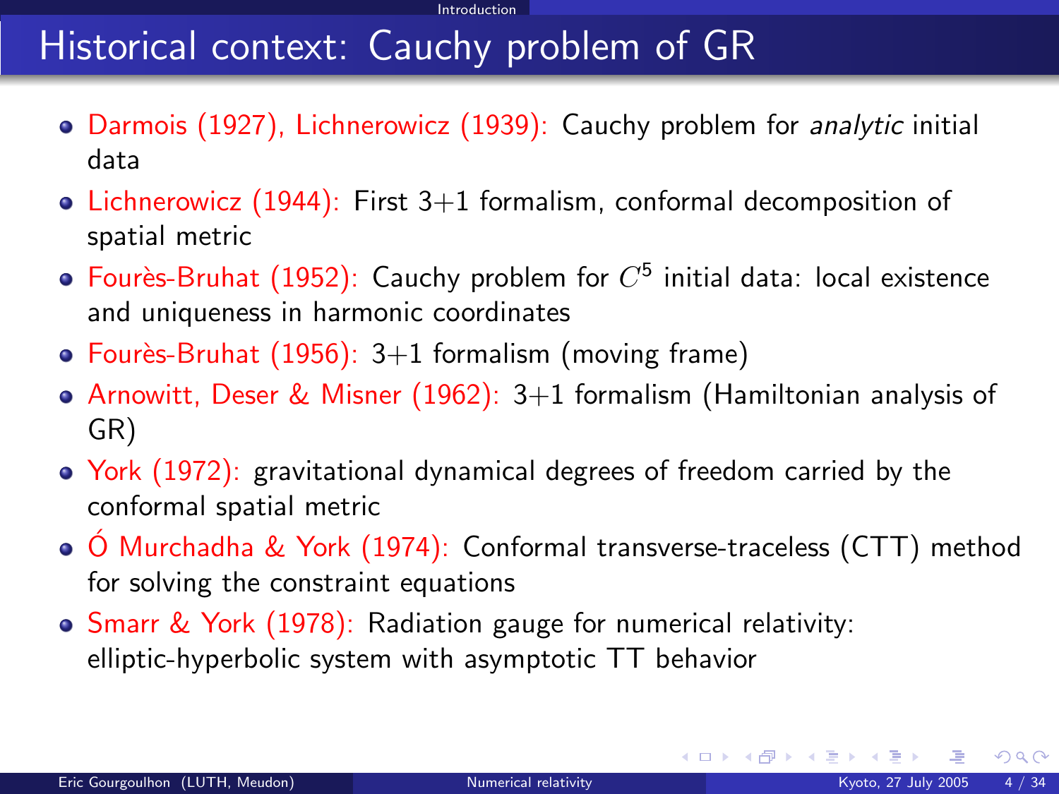# Historical context: Cauchy problem of GR

- Darmois (1927), Lichnerowicz (1939): Cauchy problem for *analytic* initial data
- Lichnerowicz (1944): First 3+1 formalism, conformal decomposition of spatial metric
- Fourès-Bruhat (1952): Cauchy problem for $C^5$ initial data: local existence and uniqueness in harmonic coordinates
- Fourès-Bruhat (1956): 3+1 formalism (moving frame)
- Arnowitt, Deser & Misner (1962): 3+1 formalism (Hamiltonian analysis of GR)
- York (1972): gravitational dynamical degrees of freedom carried by the conformal spatial metric
- Ó Murchadha & York (1974): Conformal transverse-traceless (CTT) method for solving the constraint equations
- Smarr & York (1978): Radiation gauge for numerical relativity: elliptic-hyperbolic system with asymptotic TT behavior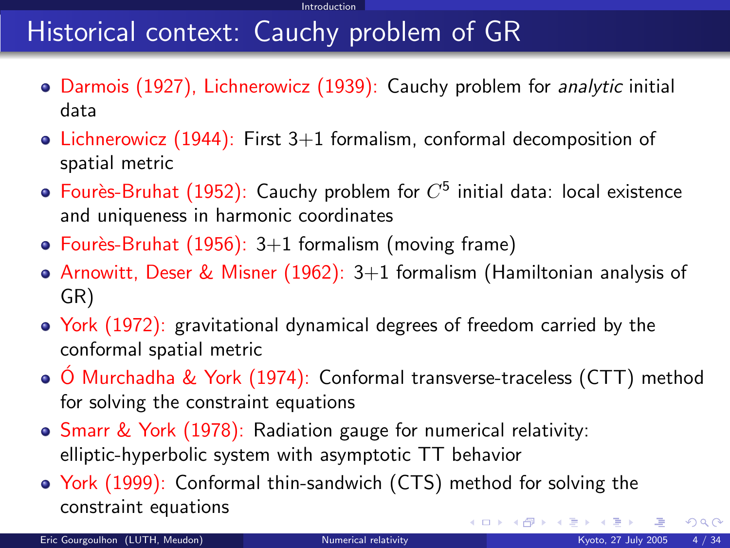# Historical context: Cauchy problem of GR

- Darmois (1927), Lichnerowicz (1939): Cauchy problem for *analytic* initial data
- Lichnerowicz (1944): First 3+1 formalism, conformal decomposition of spatial metric
- Fourès-Bruhat (1952): Cauchy problem for $C^5$ initial data: local existence and uniqueness in harmonic coordinates
- Fourès-Bruhat (1956): 3+1 formalism (moving frame)
- Arnowitt, Deser & Misner (1962): 3+1 formalism (Hamiltonian analysis of GR)
- York (1972): gravitational dynamical degrees of freedom carried by the conformal spatial metric
- Ó Murchadha & York (1974): Conformal transverse-traceless (CTT) method for solving the constraint equations
- Smarr & York (1978): Radiation gauge for numerical relativity: elliptic-hyperbolic system with asymptotic TT behavior
- York (1999): Conformal thin-sandwich (CTS) method for solving the constraint equations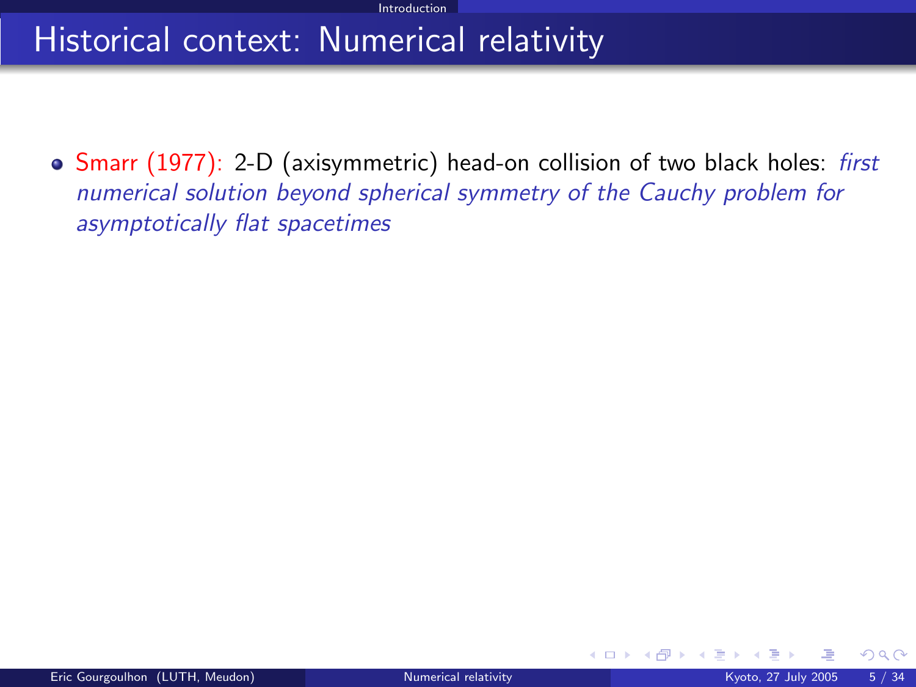# Historical context: Numerical relativity

- Smarr (1977): 2-D (axisymmetric) head-on collision of two black holes: *first numerical solution beyond spherical symmetry of the Cauchy problem for asymptotically flat spacetimes*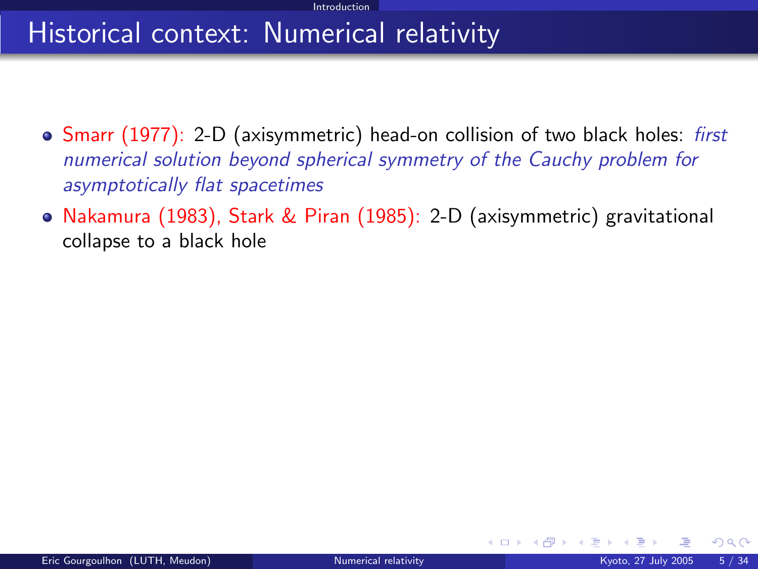# Historical context: Numerical relativity

- Smarr (1977): 2-D (axisymmetric) head-on collision of two black holes: *first numerical solution beyond spherical symmetry of the Cauchy problem for asymptotically flat spacetimes*
- Nakamura (1983), Stark & Piran (1985): 2-D (axisymmetric) gravitational collapse to a black hole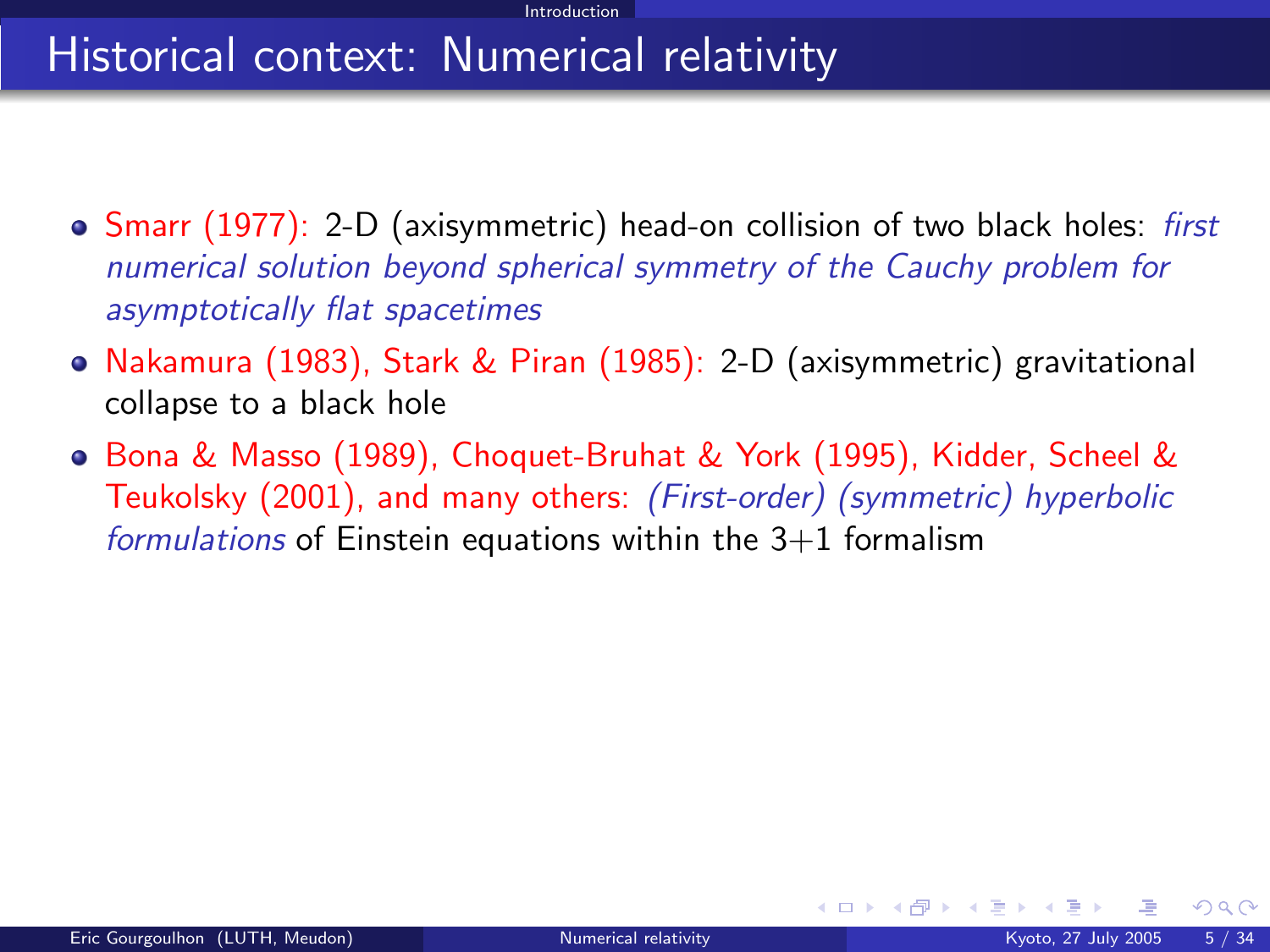# Historical context: Numerical relativity

- Smarr (1977): 2-D (axisymmetric) head-on collision of two black holes: *first numerical solution beyond spherical symmetry of the Cauchy problem for asymptotically flat spacetimes*
- Nakamura (1983), Stark & Piran (1985): 2-D (axisymmetric) gravitational collapse to a black hole
- Bona & Masso (1989), Choquet-Bruhat & York (1995), Kidder, Scheel & Teukolsky (2001), and many others: *(First-order) (symmetric) hyperbolic formulations* of Einstein equations within the 3+1 formalism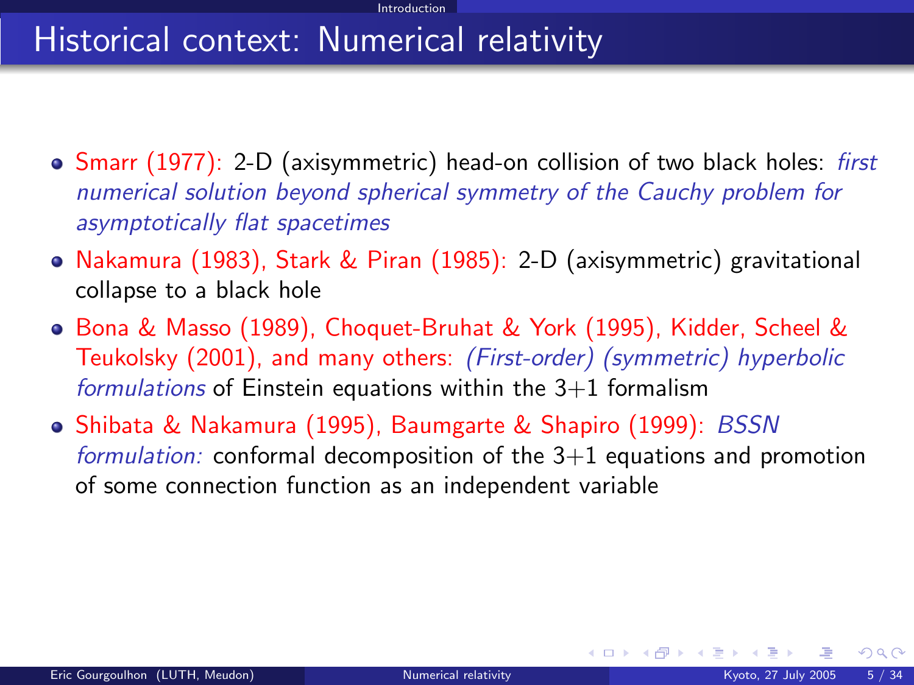# Historical context: Numerical relativity

- Smarr (1977): 2-D (axisymmetric) head-on collision of two black holes: *first numerical solution beyond spherical symmetry of the Cauchy problem for asymptotically flat spacetimes*
- Nakamura (1983), Stark & Piran (1985): 2-D (axisymmetric) gravitational collapse to a black hole
- Bona & Masso (1989), Choquet-Bruhat & York (1995), Kidder, Scheel & Teukolsky (2001), and many others: *(First-order) (symmetric) hyperbolic formulations* of Einstein equations within the 3+1 formalism
- Shibata & Nakamura (1995), Baumgarte & Shapiro (1999): *BSSN formulation:* conformal decomposition of the 3+1 equations and promotion of some connection function as an independent variable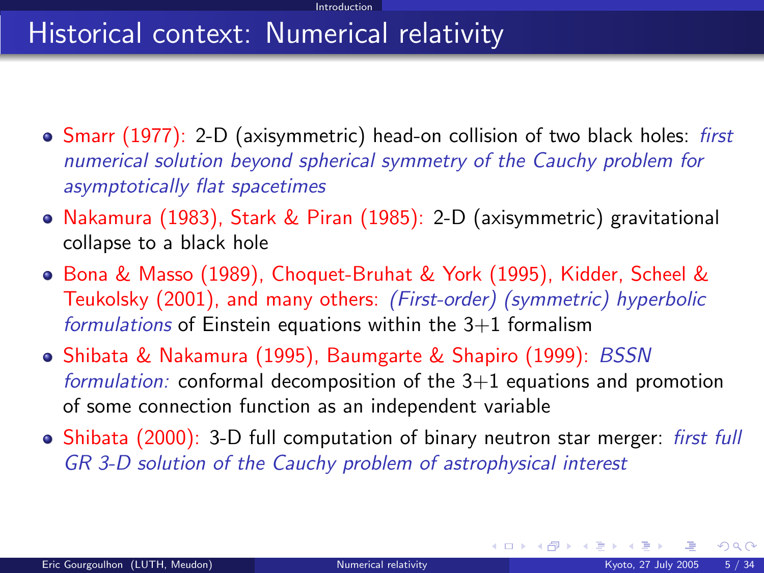# Historical context: Numerical relativity

- Smarr (1977): 2-D (axisymmetric) head-on collision of two black holes: *first numerical solution beyond spherical symmetry of the Cauchy problem for asymptotically flat spacetimes*
- Nakamura (1983), Stark & Piran (1985): 2-D (axisymmetric) gravitational collapse to a black hole
- Bona & Masso (1989), Choquet-Bruhat & York (1995), Kidder, Scheel & Teukolsky (2001), and many others: *(First-order) (symmetric) hyperbolic formulations* of Einstein equations within the 3+1 formalism
- Shibata & Nakamura (1995), Baumgarte & Shapiro (1999): *BSSN formulation:* conformal decomposition of the 3+1 equations and promotion of some connection function as an independent variable
- Shibata (2000): 3-D full computation of binary neutron star merger: *first full GR 3-D solution of the Cauchy problem of astrophysical interest*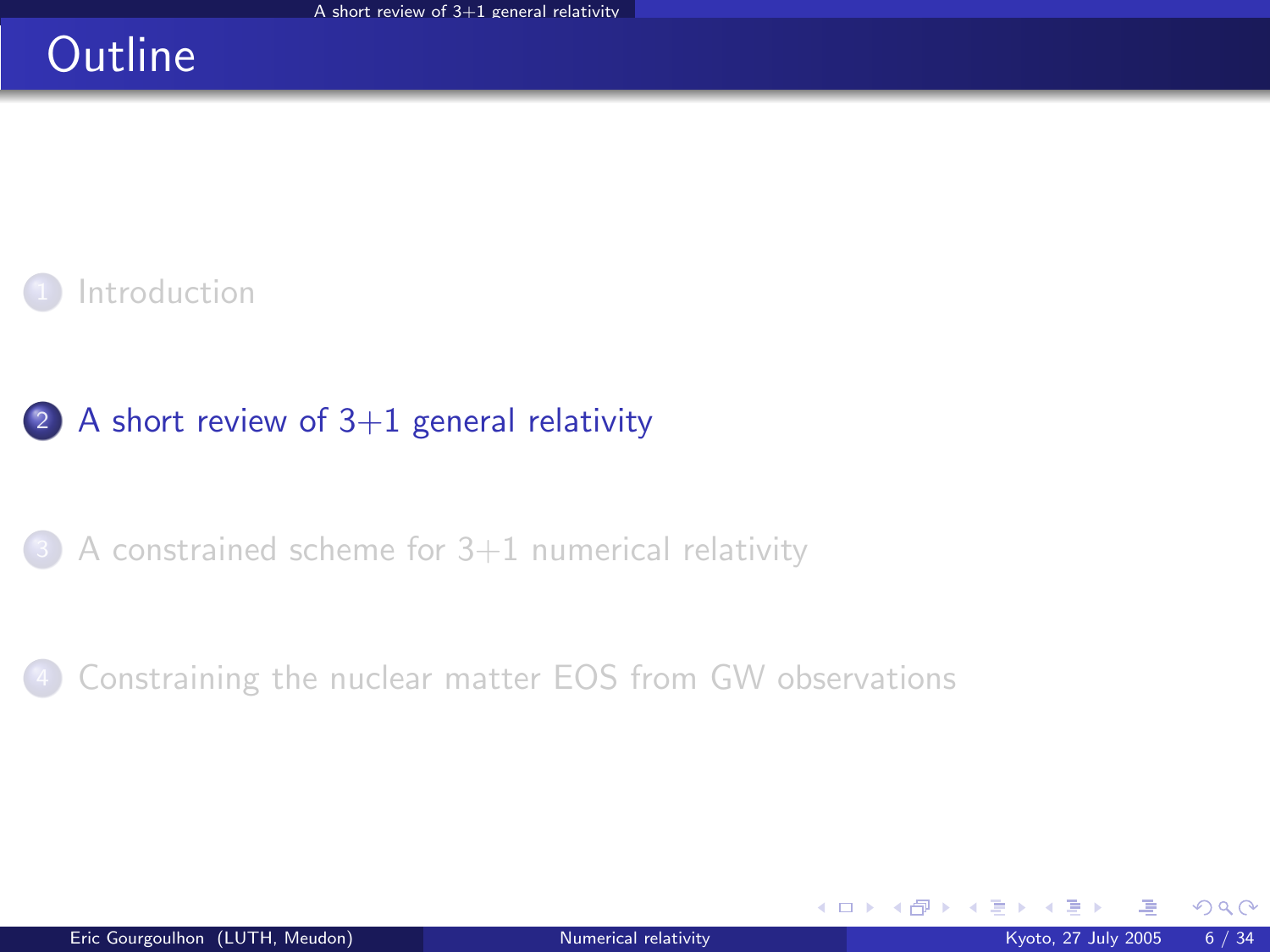# Outline

1. Introduction
2. A short review of 3+1 general relativity
3. A constrained scheme for 3+1 numerical relativity
4. Constraining the nuclear matter EOS from GW observations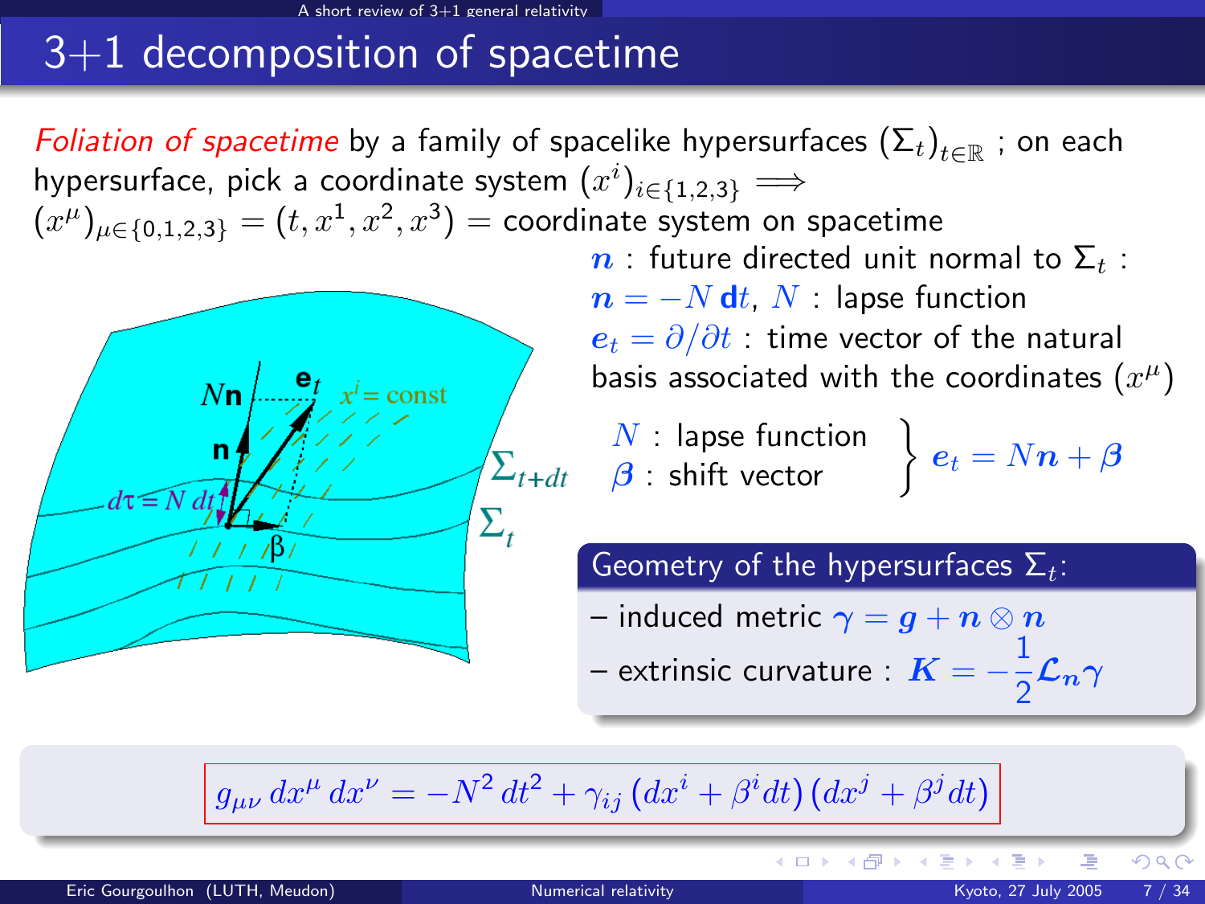# 3+1 decomposition of spacetime

*Foliation of spacetime* by a family of spacelike hypersurfaces $(\Sigma_t)_{t\in\mathbb{R}}$ ; on each hypersurface, pick a coordinate system $(x^i)_{i\in\{1,2,3\}} \Longrightarrow$
$(x^\mu)_{\mu\in\{0,1,2,3\}} = (t, x^1, x^2, x^3)$ = coordinate system on spacetime

$\boldsymbol{n}$ : future directed unit normal to $\Sigma_t$ :
$\boldsymbol{n} = -N\,\mathbf{d}t$, $N$ : lapse function
$\boldsymbol{e}_t = \partial/\partial t$ : time vector of the natural basis associated with the coordinates $(x^\mu)$

$N$ : lapse function
$\boldsymbol{\beta}$ : shift vector

$$\boldsymbol{e}_t = N\boldsymbol{n} + \boldsymbol{\beta}$$

**Geometry of the hypersurfaces $\Sigma_t$:**

– induced metric $\boldsymbol{\gamma} = \boldsymbol{g} + \boldsymbol{n}\otimes\boldsymbol{n}$
– extrinsic curvature : $\boldsymbol{K} = -\frac{1}{2}\mathcal{L}_{\boldsymbol{n}}\boldsymbol{\gamma}$

$$g_{\mu\nu}\,dx^\mu\,dx^\nu = -N^2\,dt^2 + \gamma_{ij}\,(dx^i + \beta^i dt)\,(dx^j + \beta^j dt)$$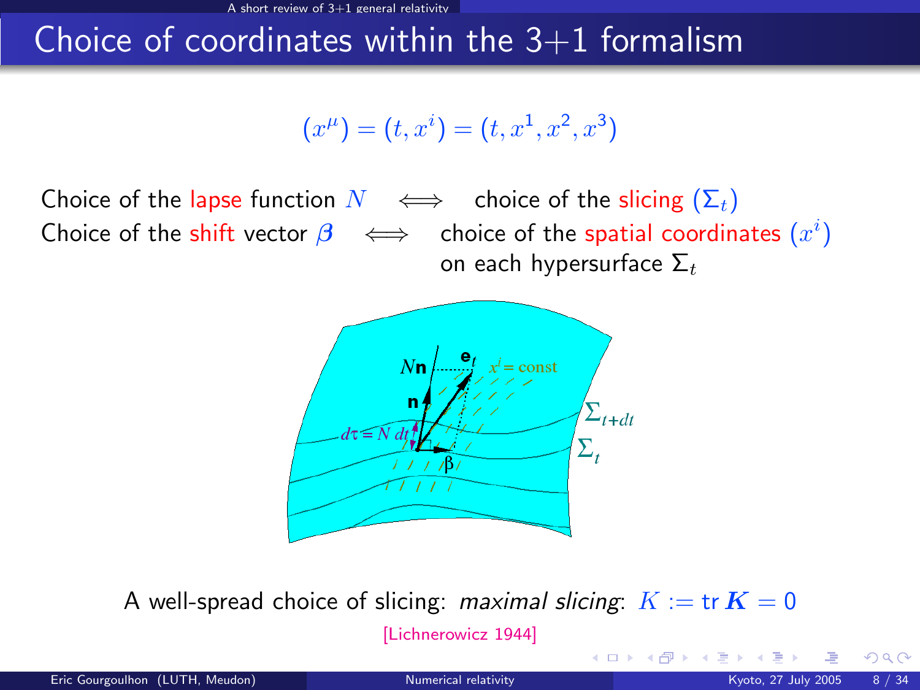# Choice of coordinates within the 3+1 formalism

$$(x^\mu) = (t, x^i) = (t, x^1, x^2, x^3)$$

Choice of the lapse function $N$ $\iff$ choice of the slicing $(\Sigma_t)$

Choice of the shift vector $\boldsymbol{\beta}$ $\iff$ choice of the spatial coordinates $(x^i)$ on each hypersurface $\Sigma_t$

A well-spread choice of slicing: *maximal slicing*: $K := \mathrm{tr}\, \boldsymbol{K} = 0$

[Lichnerowicz 1944]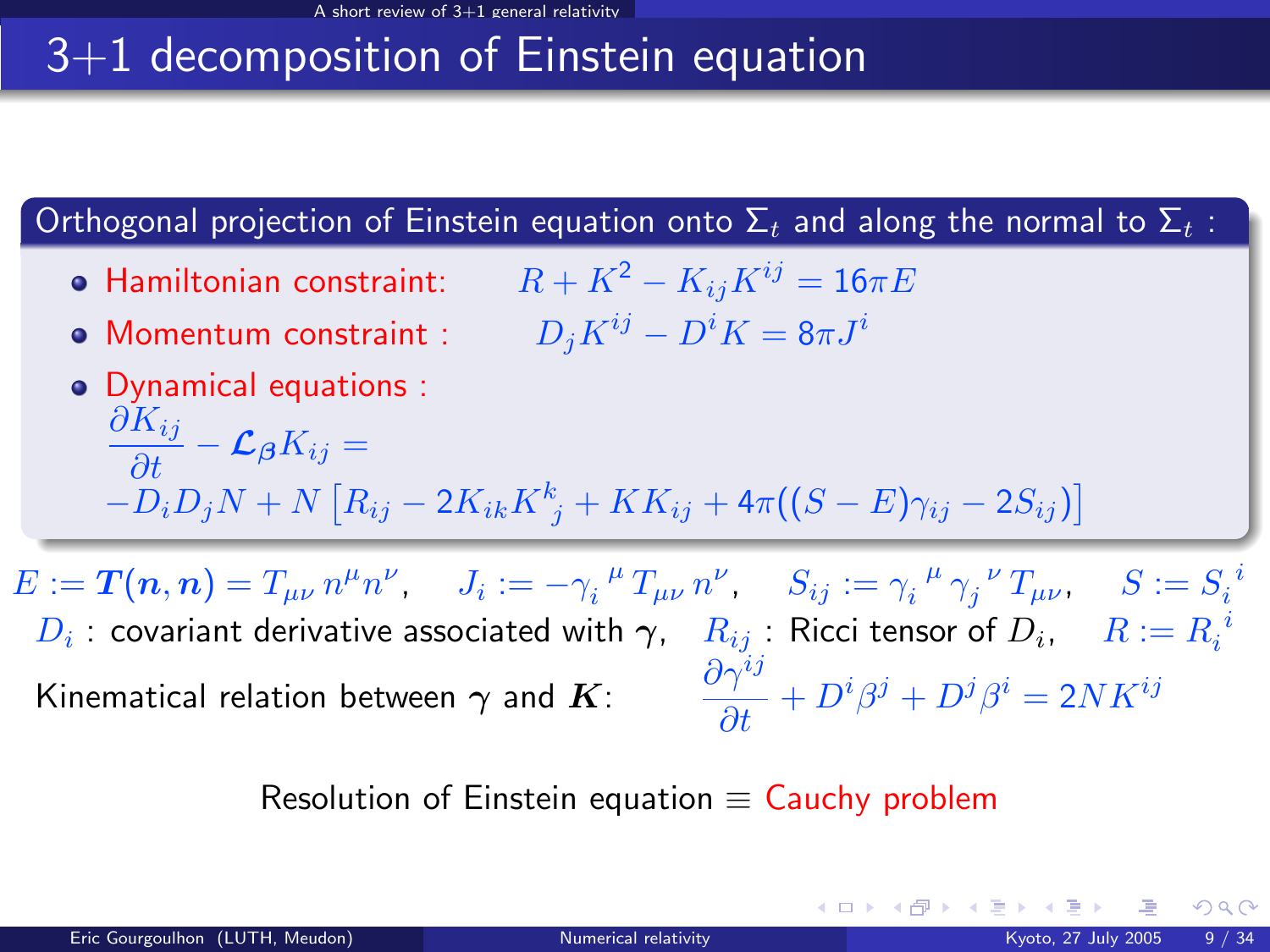# 3+1 decomposition of Einstein equation

**Orthogonal projection of Einstein equation onto $\Sigma_t$ and along the normal to $\Sigma_t$ :**

- Hamiltonian constraint: $R + K^2 - K_{ij}K^{ij} = 16\pi E$
- Momentum constraint : $D_j K^{ij} - D^i K = 8\pi J^i$
- Dynamical equations :

$$\frac{\partial K_{ij}}{\partial t} - \mathcal{L}_{\boldsymbol{\beta}} K_{ij} = -D_i D_j N + N \left[ R_{ij} - 2K_{ik}K^k_{\ j} + K K_{ij} + 4\pi((S-E)\gamma_{ij} - 2S_{ij}) \right]$$

$E := \boldsymbol{T}(\boldsymbol{n}, \boldsymbol{n}) = T_{\mu\nu}\, n^\mu n^\nu$, $\quad J_i := -\gamma_i^{\ \mu} T_{\mu\nu}\, n^\nu$, $\quad S_{ij} := \gamma_i^{\ \mu} \gamma_j^{\ \nu} T_{\mu\nu}$, $\quad S := S_i^{\ i}$

$D_i$ : covariant derivative associated with $\boldsymbol{\gamma}$, $\quad R_{ij}$ : Ricci tensor of $D_i$, $\quad R := R_i^{\ i}$

Kinematical relation between $\boldsymbol{\gamma}$ and $\boldsymbol{K}$: $\quad \dfrac{\partial \gamma^{ij}}{\partial t} + D^i \beta^j + D^j \beta^i = 2NK^{ij}$

Resolution of Einstein equation $\equiv$ Cauchy problem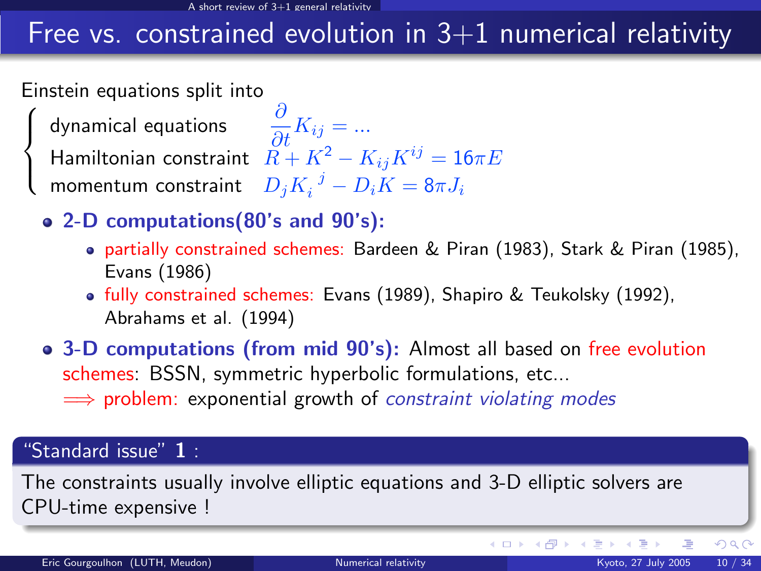# Free vs. constrained evolution in 3+1 numerical relativity

Einstein equations split into

$$
\begin{cases}
\text{dynamical equations} & \dfrac{\partial}{\partial t} K_{ij} = \ldots \\
\text{Hamiltonian constraint} & R + K^2 - K_{ij}K^{ij} = 16\pi E \\
\text{momentum constraint} & D_j K_i^{\ j} - D_i K = 8\pi J_i
\end{cases}
$$

- **2-D computations(80's and 90's):**
  - partially constrained schemes: Bardeen & Piran (1983), Stark & Piran (1985), Evans (1986)
  - fully constrained schemes: Evans (1989), Shapiro & Teukolsky (1992), Abrahams et al. (1994)
- **3-D computations (from mid 90's):** Almost all based on free evolution schemes: BSSN, symmetric hyperbolic formulations, etc...
  $\Longrightarrow$ problem: exponential growth of *constraint violating modes*

**"Standard issue" 1 :**

The constraints usually involve elliptic equations and 3-D elliptic solvers are CPU-time expensive !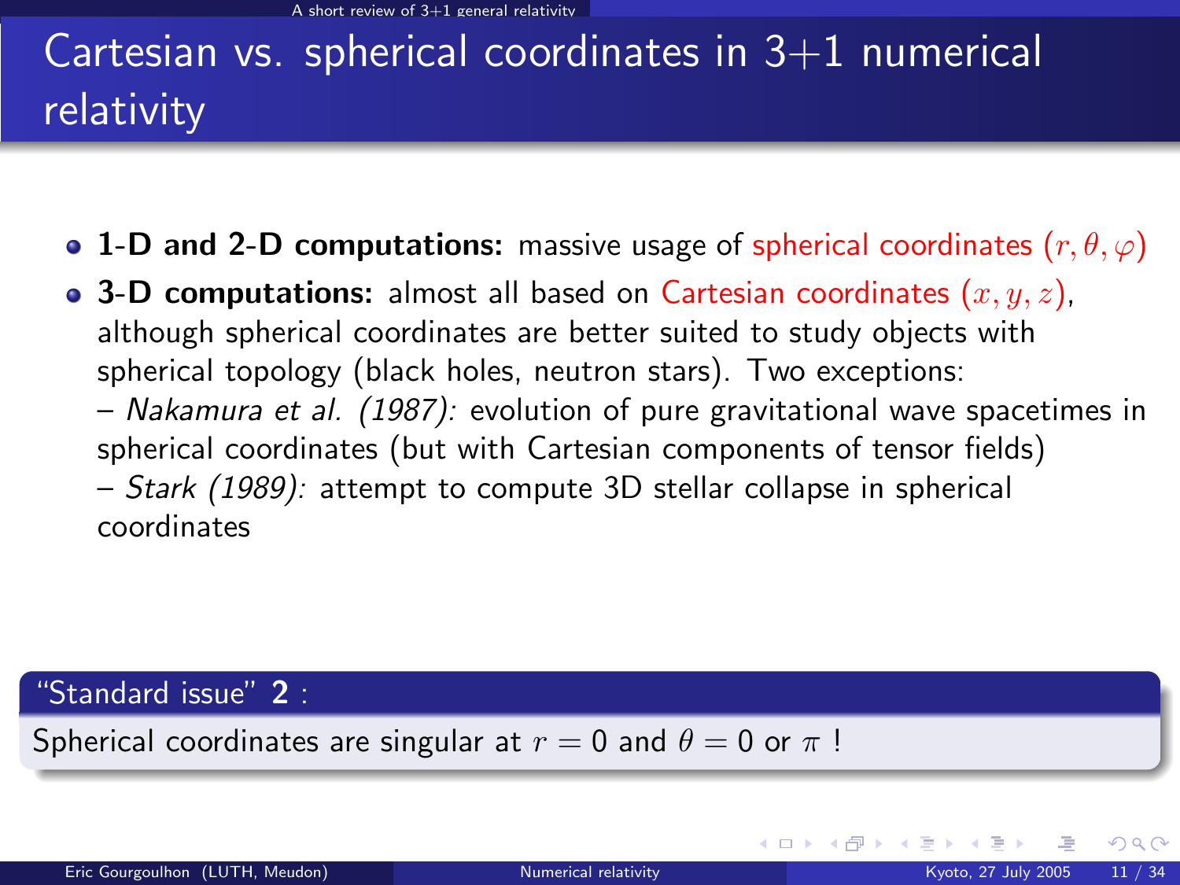# Cartesian vs. spherical coordinates in 3+1 numerical relativity

- **1-D and 2-D computations:** massive usage of spherical coordinates $(r, \theta, \varphi)$
- **3-D computations:** almost all based on Cartesian coordinates $(x, y, z)$, although spherical coordinates are better suited to study objects with spherical topology (black holes, neutron stars). Two exceptions:
  – *Nakamura et al. (1987):* evolution of pure gravitational wave spacetimes in spherical coordinates (but with Cartesian components of tensor fields)
  – *Stark (1989):* attempt to compute 3D stellar collapse in spherical coordinates

**"Standard issue" 2 :**

Spherical coordinates are singular at $r = 0$ and $\theta = 0$ or $\pi$ !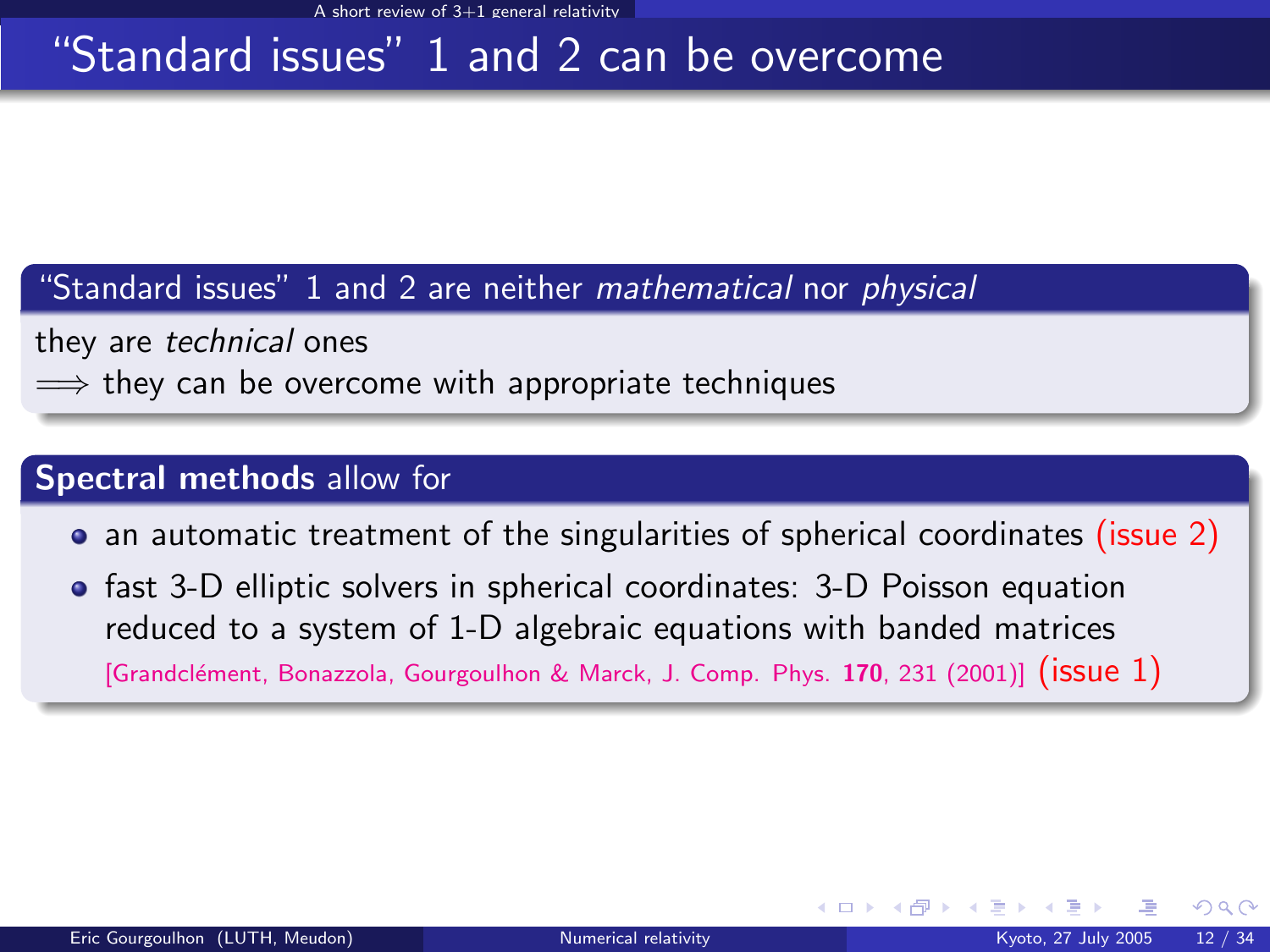# "Standard issues" 1 and 2 can be overcome

### "Standard issues" 1 and 2 are neither *mathematical* nor *physical*

they are *technical* ones
$\Longrightarrow$ they can be overcome with appropriate techniques

### **Spectral methods** allow for

- an automatic treatment of the singularities of spherical coordinates (issue 2)
- fast 3-D elliptic solvers in spherical coordinates: 3-D Poisson equation reduced to a system of 1-D algebraic equations with banded matrices [Grandclément, Bonazzola, Gourgoulhon & Marck, J. Comp. Phys. **170**, 231 (2001)] (issue 1)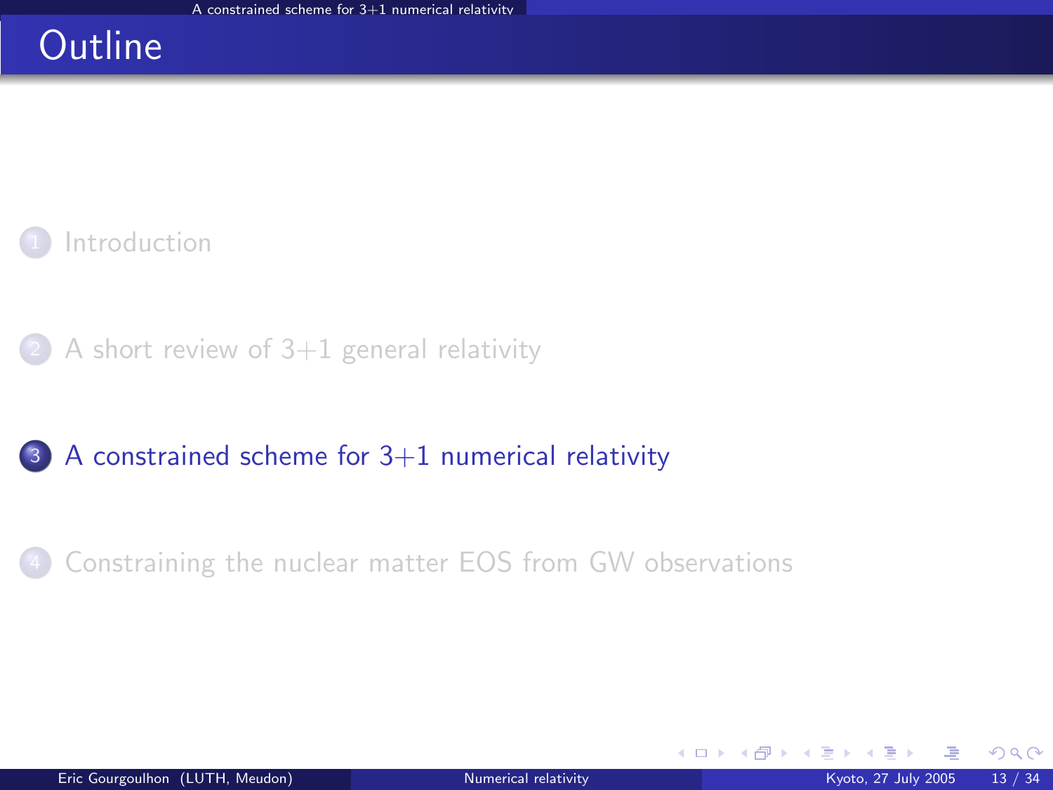# Outline

1. Introduction
2. A short review of 3+1 general relativity
3. A constrained scheme for 3+1 numerical relativity
4. Constraining the nuclear matter EOS from GW observations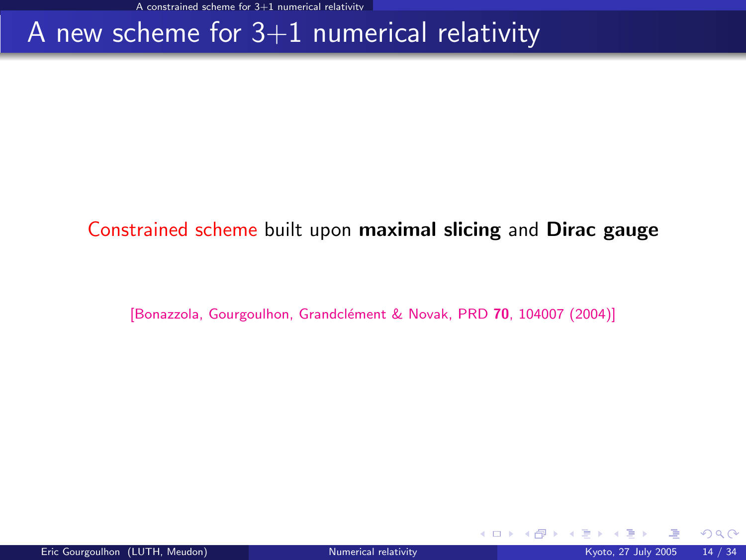# A new scheme for 3+1 numerical relativity

Constrained scheme built upon **maximal slicing** and **Dirac gauge**

[Bonazzola, Gourgoulhon, Grandclément & Novak, PRD **70**, 104007 (2004)]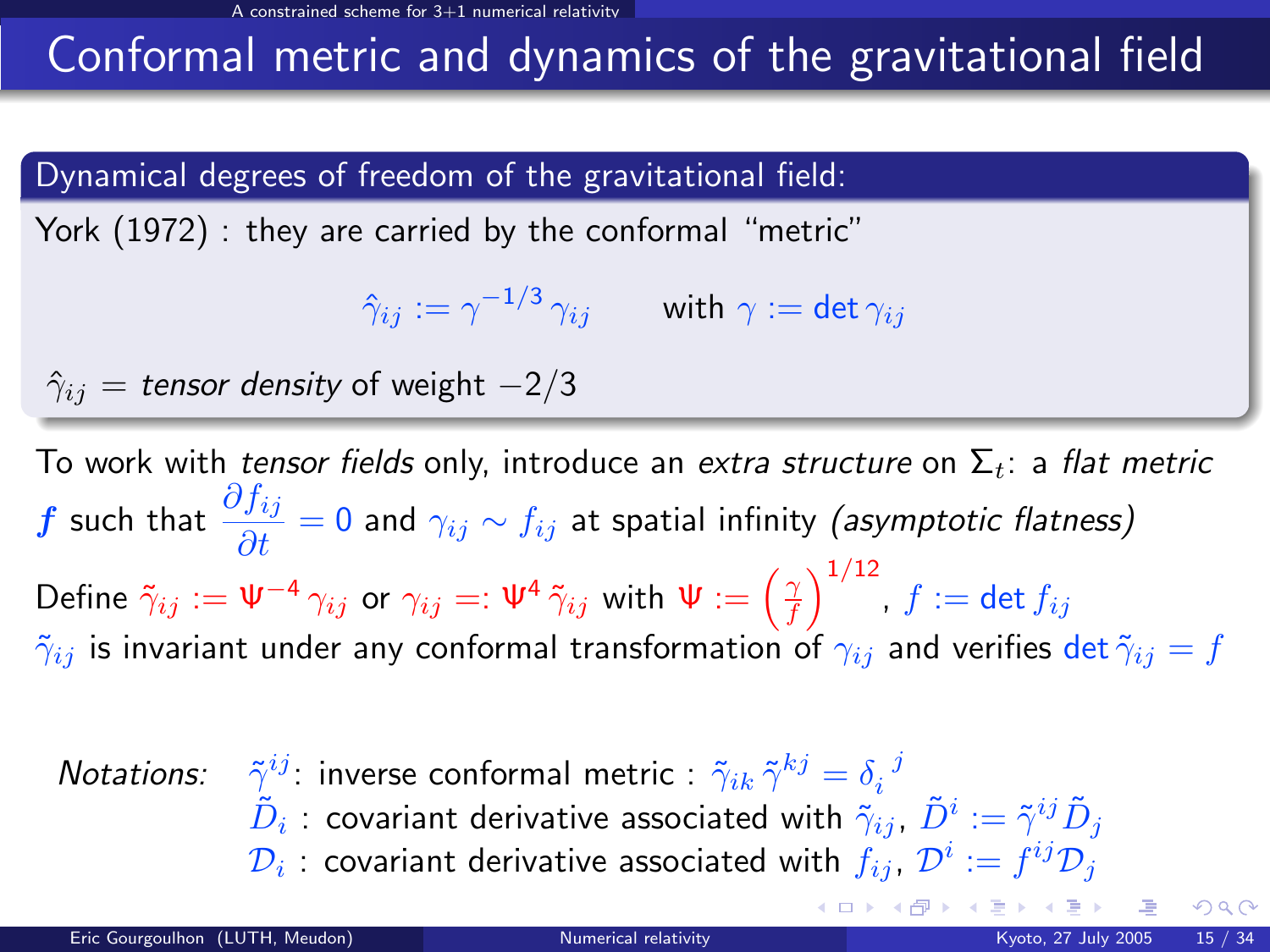# Conformal metric and dynamics of the gravitational field

**Dynamical degrees of freedom of the gravitational field:**

York (1972) : they are carried by the conformal "metric"

$$\hat{\gamma}_{ij} := \gamma^{-1/3}\,\gamma_{ij} \qquad \text{with } \gamma := \det \gamma_{ij}$$

$\hat{\gamma}_{ij}$ = *tensor density* of weight $-2/3$

To work with *tensor fields* only, introduce an *extra structure* on $\Sigma_t$: a *flat metric* $\boldsymbol{f}$ such that $\dfrac{\partial f_{ij}}{\partial t} = 0$ and $\gamma_{ij} \sim f_{ij}$ at spatial infinity *(asymptotic flatness)*

Define $\tilde{\gamma}_{ij} := \Psi^{-4}\,\gamma_{ij}$ or $\gamma_{ij} =: \Psi^4\,\tilde{\gamma}_{ij}$ with $\Psi := \left(\frac{\gamma}{f}\right)^{1/12}$, $f := \det f_{ij}$

$\tilde{\gamma}_{ij}$ is invariant under any conformal transformation of $\gamma_{ij}$ and verifies $\det \tilde{\gamma}_{ij} = f$

*Notations:*
- $\tilde{\gamma}^{ij}$: inverse conformal metric : $\tilde{\gamma}_{ik}\,\tilde{\gamma}^{kj} = \delta_i^{\ j}$
- $\tilde{D}_i$ : covariant derivative associated with $\tilde{\gamma}_{ij}$, $\tilde{D}^i := \tilde{\gamma}^{ij}\,\tilde{D}_j$
- $\mathcal{D}_i$ : covariant derivative associated with $f_{ij}$, $\mathcal{D}^i := f^{ij}\mathcal{D}_j$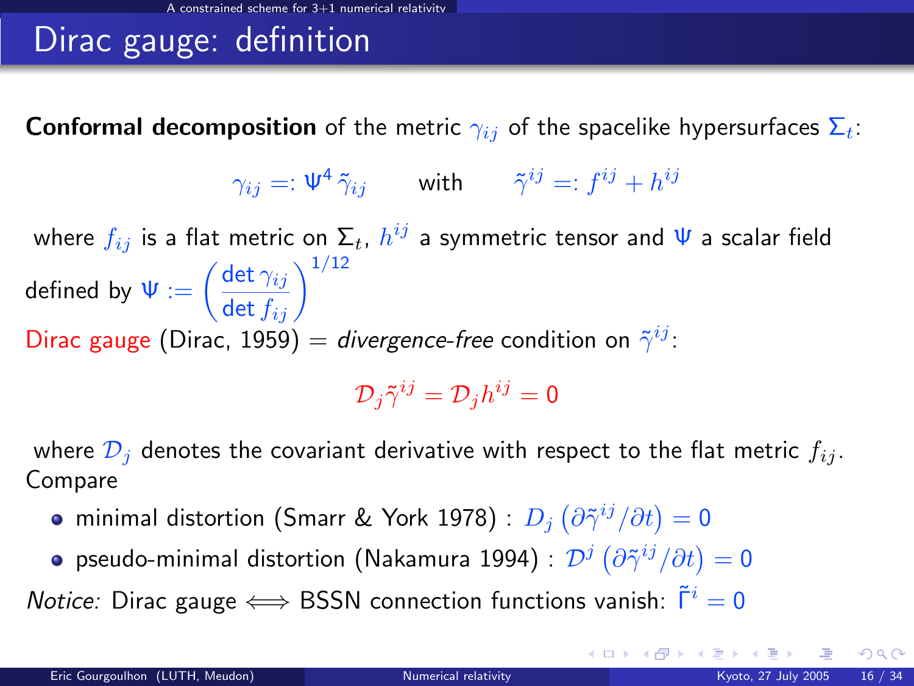# Dirac gauge: definition

**Conformal decomposition** of the metric $\gamma_{ij}$ of the spacelike hypersurfaces $\Sigma_t$:

$$\gamma_{ij} =: \Psi^4 \, \tilde{\gamma}_{ij} \qquad \text{with} \qquad \tilde{\gamma}^{ij} =: f^{ij} + h^{ij}$$

where $f_{ij}$ is a flat metric on $\Sigma_t$, $h^{ij}$ a symmetric tensor and $\Psi$ a scalar field defined by $\Psi := \left( \dfrac{\det \gamma_{ij}}{\det f_{ij}} \right)^{1/12}$

Dirac gauge (Dirac, 1959) = *divergence-free* condition on $\tilde{\gamma}^{ij}$:

$$\mathcal{D}_j \tilde{\gamma}^{ij} = \mathcal{D}_j h^{ij} = 0$$

where $\mathcal{D}_j$ denotes the covariant derivative with respect to the flat metric $f_{ij}$.
Compare

- minimal distortion (Smarr & York 1978) : $D_j \left( \partial \tilde{\gamma}^{ij} / \partial t \right) = 0$
- pseudo-minimal distortion (Nakamura 1994) : $\mathcal{D}^j \left( \partial \tilde{\gamma}^{ij} / \partial t \right) = 0$

*Notice:* Dirac gauge $\Longleftrightarrow$ BSSN connection functions vanish: $\tilde{\Gamma}^i = 0$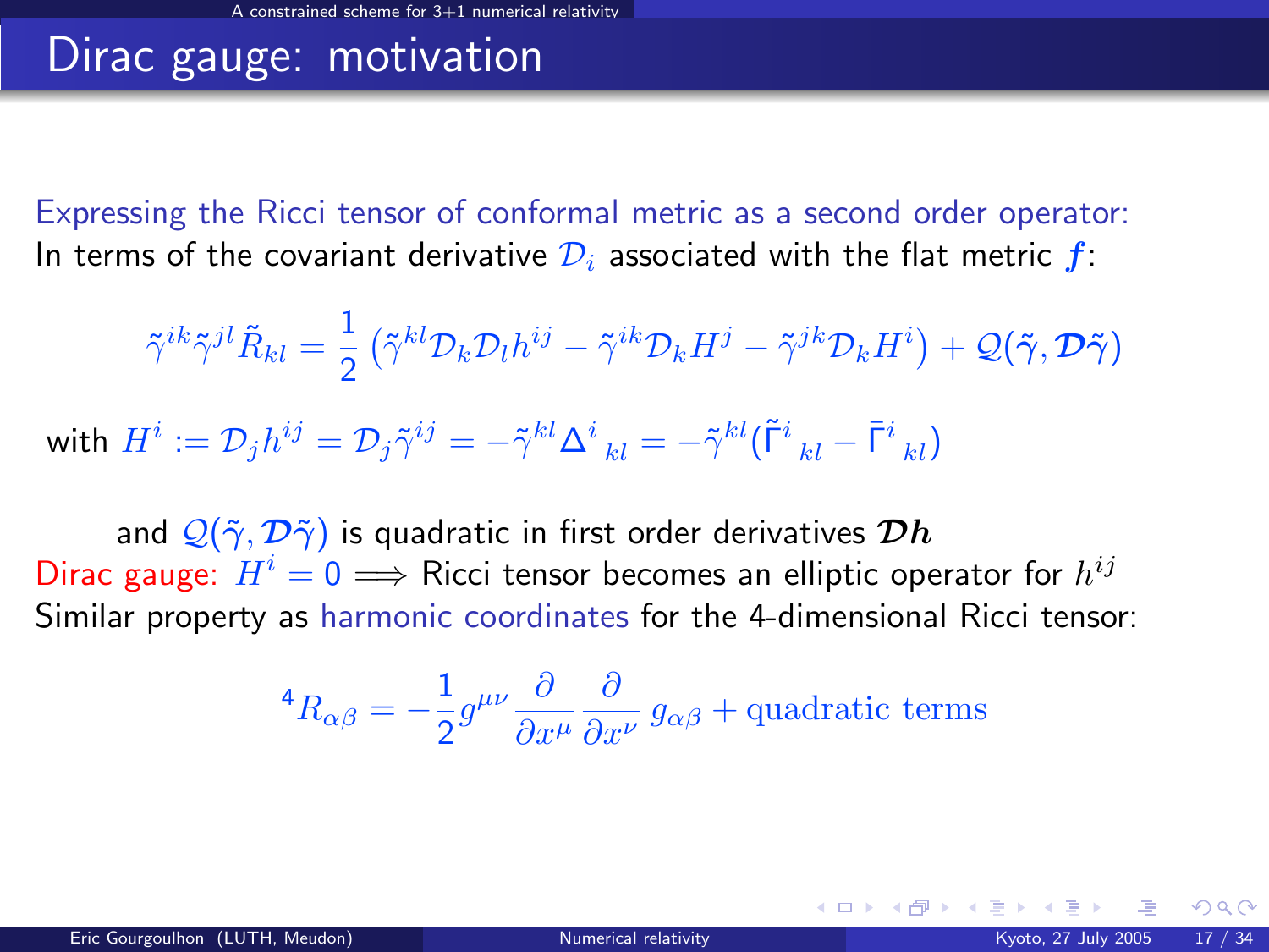# Dirac gauge: motivation

Expressing the Ricci tensor of conformal metric as a second order operator:
In terms of the covariant derivative $\mathcal{D}_i$ associated with the flat metric $\boldsymbol{f}$:

$$\tilde{\gamma}^{ik}\tilde{\gamma}^{jl}\tilde{R}_{kl} = \frac{1}{2}\left(\tilde{\gamma}^{kl}\mathcal{D}_k\mathcal{D}_l h^{ij} - \tilde{\gamma}^{ik}\mathcal{D}_k H^j - \tilde{\gamma}^{jk}\mathcal{D}_k H^i\right) + \mathcal{Q}(\tilde{\gamma}, \boldsymbol{\mathcal{D}}\tilde{\gamma})$$

with $H^i := \mathcal{D}_j h^{ij} = \mathcal{D}_j \tilde{\gamma}^{ij} = -\tilde{\gamma}^{kl}\Delta^i_{\ kl} = -\tilde{\gamma}^{kl}(\tilde{\Gamma}^i_{\ kl} - \bar{\Gamma}^i_{\ kl})$

and $\mathcal{Q}(\tilde{\gamma}, \boldsymbol{\mathcal{D}}\tilde{\gamma})$ is quadratic in first order derivatives $\boldsymbol{\mathcal{D}h}$

Dirac gauge: $H^i = 0 \Longrightarrow$ Ricci tensor becomes an elliptic operator for $h^{ij}$

Similar property as harmonic coordinates for the 4-dimensional Ricci tensor:

$${}^4R_{\alpha\beta} = -\frac{1}{2} g^{\mu\nu} \frac{\partial}{\partial x^\mu} \frac{\partial}{\partial x^\nu}\, g_{\alpha\beta} + \text{quadratic terms}$$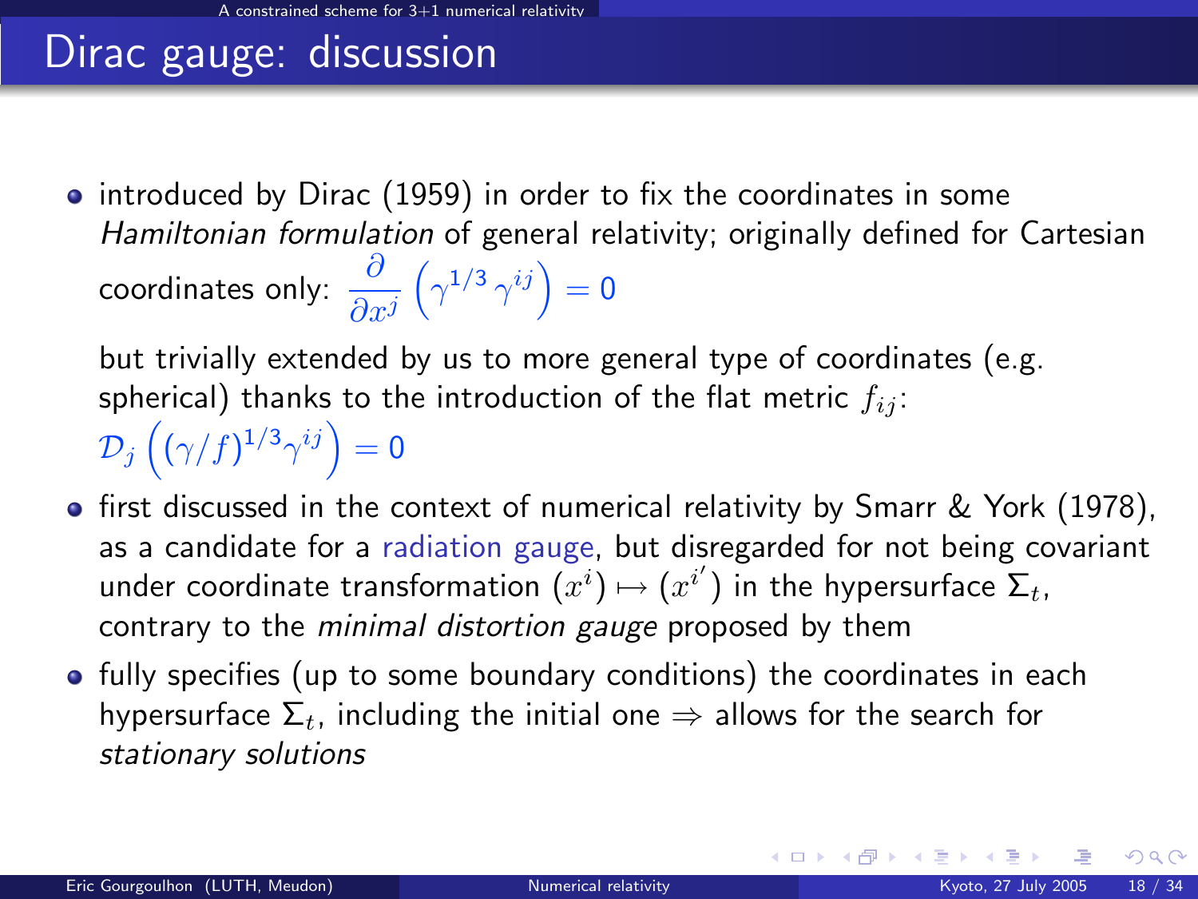# Dirac gauge: discussion

- introduced by Dirac (1959) in order to fix the coordinates in some *Hamiltonian formulation* of general relativity; originally defined for Cartesian coordinates only: $\frac{\partial}{\partial x^j}\left(\gamma^{1/3}\,\gamma^{ij}\right) = 0$

  but trivially extended by us to more general type of coordinates (e.g. spherical) thanks to the introduction of the flat metric $f_{ij}$:
  $\mathcal{D}_j\left((\gamma/f)^{1/3}\gamma^{ij}\right) = 0$
- first discussed in the context of numerical relativity by Smarr & York (1978), as a candidate for a radiation gauge, but disregarded for not being covariant under coordinate transformation $(x^i) \mapsto (x^{i'})$ in the hypersurface $\Sigma_t$, contrary to the *minimal distortion gauge* proposed by them
- fully specifies (up to some boundary conditions) the coordinates in each hypersurface $\Sigma_t$, including the initial one $\Rightarrow$ allows for the search for *stationary solutions*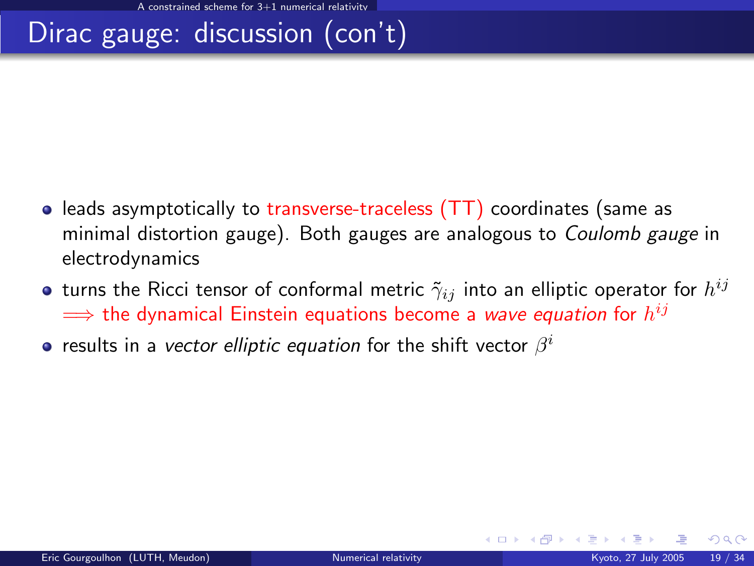# Dirac gauge: discussion (con't)

- leads asymptotically to transverse-traceless (TT) coordinates (same as minimal distortion gauge). Both gauges are analogous to *Coulomb gauge* in electrodynamics
- turns the Ricci tensor of conformal metric $\tilde{\gamma}_{ij}$ into an elliptic operator for $h^{ij}$ $\Longrightarrow$ the dynamical Einstein equations become a *wave equation* for $h^{ij}$
- results in a *vector elliptic equation* for the shift vector $\beta^i$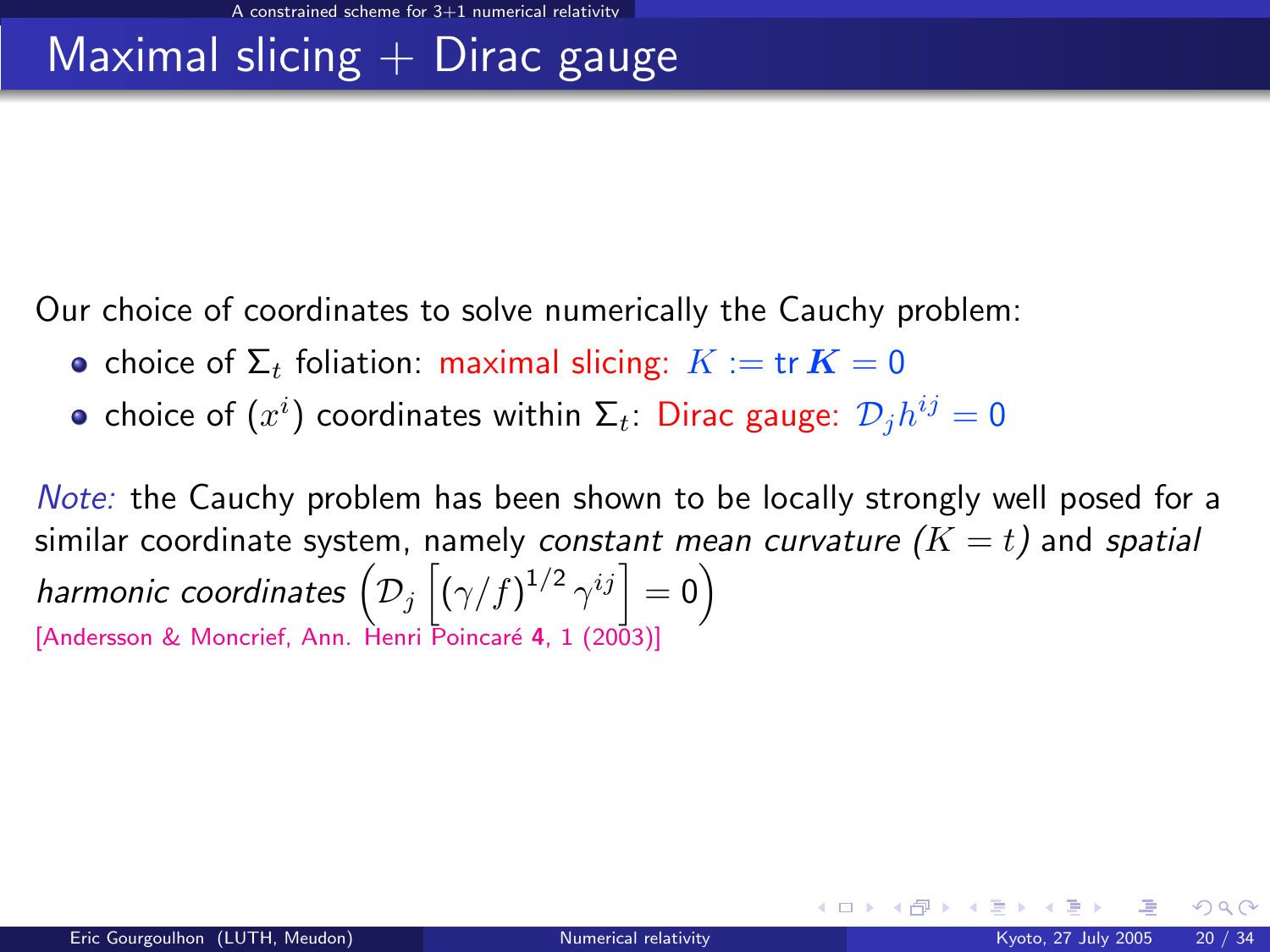# Maximal slicing + Dirac gauge

Our choice of coordinates to solve numerically the Cauchy problem:

- choice of $\Sigma_t$ foliation: maximal slicing: $K := \mathrm{tr}\, \boldsymbol{K} = 0$
- choice of $(x^i)$ coordinates within $\Sigma_t$: Dirac gauge: $\mathcal{D}_j h^{ij} = 0$

*Note:* the Cauchy problem has been shown to be locally strongly well posed for a similar coordinate system, namely *constant mean curvature ($K = t$)* and *spatial harmonic coordinates* $\left(\mathcal{D}_j \left[ (\gamma/f)^{1/2} \gamma^{ij} \right] = 0 \right)$
[Andersson & Moncrief, Ann. Henri Poincaré **4**, 1 (2003)]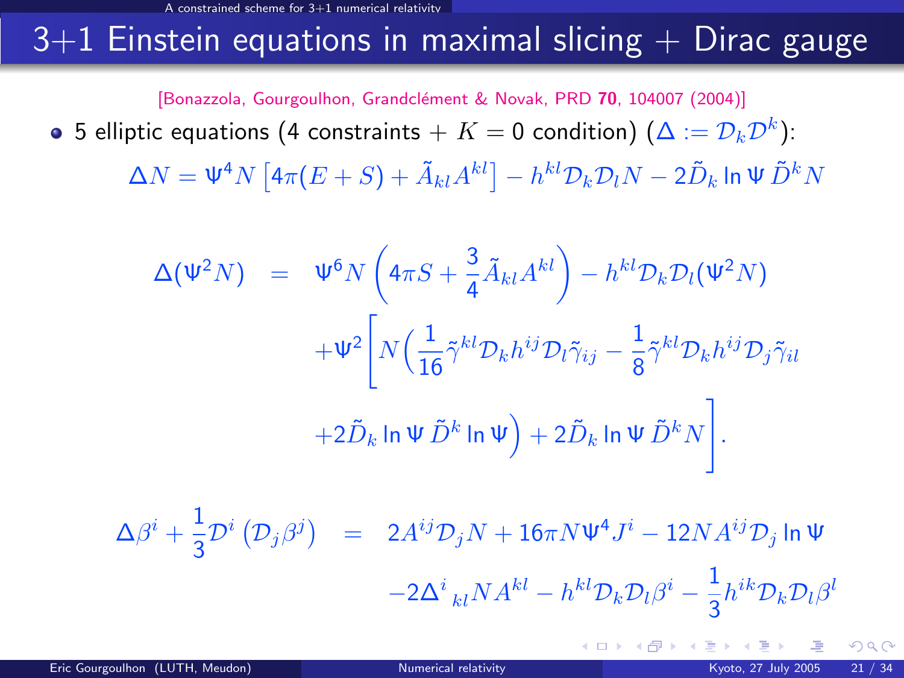# 3+1 Einstein equations in maximal slicing + Dirac gauge

[Bonazzola, Gourgoulhon, Grandclément & Novak, PRD **70**, 104007 (2004)]

- 5 elliptic equations (4 constraints + $K = 0$ condition) ($\Delta := \mathcal{D}_k \mathcal{D}^k$):

$$\Delta N = \Psi^4 N \left[ 4\pi(E+S) + \tilde{A}_{kl} A^{kl} \right] - h^{kl} \mathcal{D}_k \mathcal{D}_l N - 2 \tilde{D}_k \ln \Psi \, \tilde{D}^k N$$

$$\begin{aligned}
\Delta(\Psi^2 N) &= \Psi^6 N \left( 4\pi S + \frac{3}{4} \tilde{A}_{kl} A^{kl} \right) - h^{kl} \mathcal{D}_k \mathcal{D}_l (\Psi^2 N) \\
&\quad + \Psi^2 \Bigg[ N \left( \frac{1}{16} \tilde{\gamma}^{kl} \mathcal{D}_k h^{ij} \mathcal{D}_l \tilde{\gamma}_{ij} - \frac{1}{8} \tilde{\gamma}^{kl} \mathcal{D}_k h^{ij} \mathcal{D}_j \tilde{\gamma}_{il} \right. \\
&\quad \left. + 2 \tilde{D}_k \ln \Psi \, \tilde{D}^k \ln \Psi \right) + 2 \tilde{D}_k \ln \Psi \, \tilde{D}^k N \Bigg].
\end{aligned}$$

$$\begin{aligned}
\Delta \beta^i + \frac{1}{3} \mathcal{D}^i \left( \mathcal{D}_j \beta^j \right) &= 2 A^{ij} \mathcal{D}_j N + 16\pi N \Psi^4 J^i - 12 N A^{ij} \mathcal{D}_j \ln \Psi \\
&\quad - 2 \Delta^i{}_{kl} N A^{kl} - h^{kl} \mathcal{D}_k \mathcal{D}_l \beta^i - \frac{1}{3} h^{ik} \mathcal{D}_k \mathcal{D}_l \beta^l
\end{aligned}$$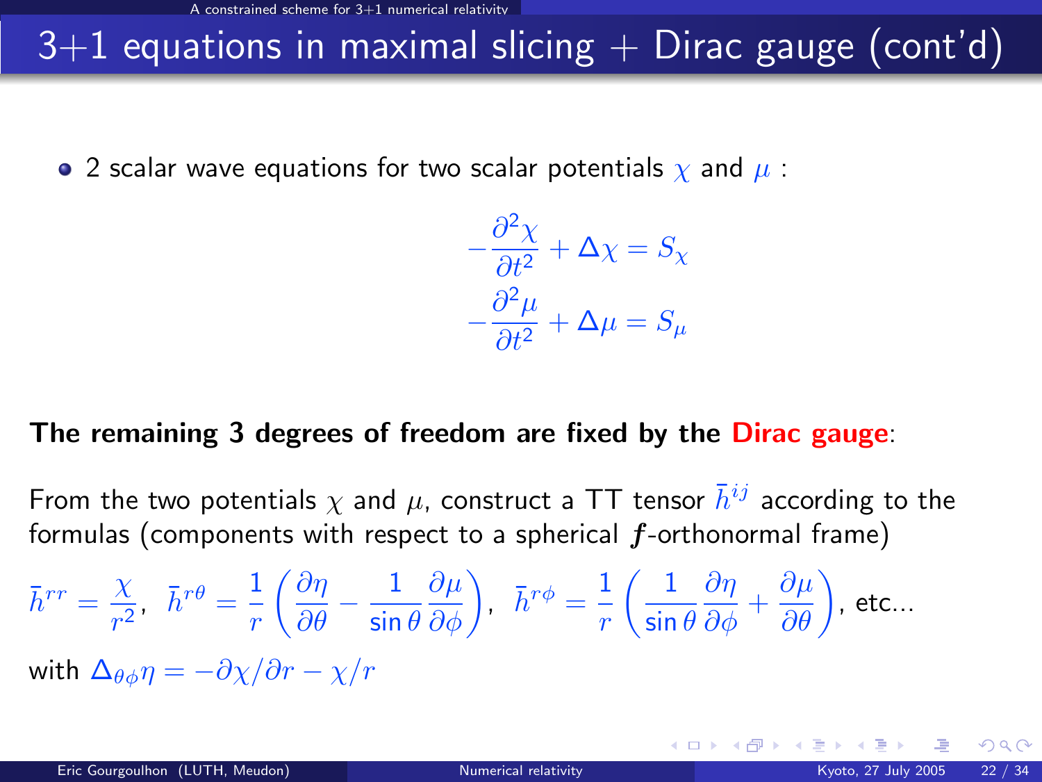# 3+1 equations in maximal slicing + Dirac gauge (cont'd)

- 2 scalar wave equations for two scalar potentials $\chi$ and $\mu$ :

$$
-\frac{\partial^2 \chi}{\partial t^2} + \Delta \chi = S_\chi
$$

$$
-\frac{\partial^2 \mu}{\partial t^2} + \Delta \mu = S_\mu
$$

**The remaining 3 degrees of freedom are fixed by the Dirac gauge**:

From the two potentials $\chi$ and $\mu$, construct a TT tensor $\bar{h}^{ij}$ according to the formulas (components with respect to a spherical $\boldsymbol{f}$-orthonormal frame)

$$
\bar{h}^{rr} = \frac{\chi}{r^2}, \quad \bar{h}^{r\theta} = \frac{1}{r}\left(\frac{\partial \eta}{\partial \theta} - \frac{1}{\sin\theta}\frac{\partial \mu}{\partial \phi}\right), \quad \bar{h}^{r\phi} = \frac{1}{r}\left(\frac{1}{\sin\theta}\frac{\partial \eta}{\partial \phi} + \frac{\partial \mu}{\partial \theta}\right), \text{ etc...}
$$

with $\Delta_{\theta\phi}\eta = -\partial\chi/\partial r - \chi/r$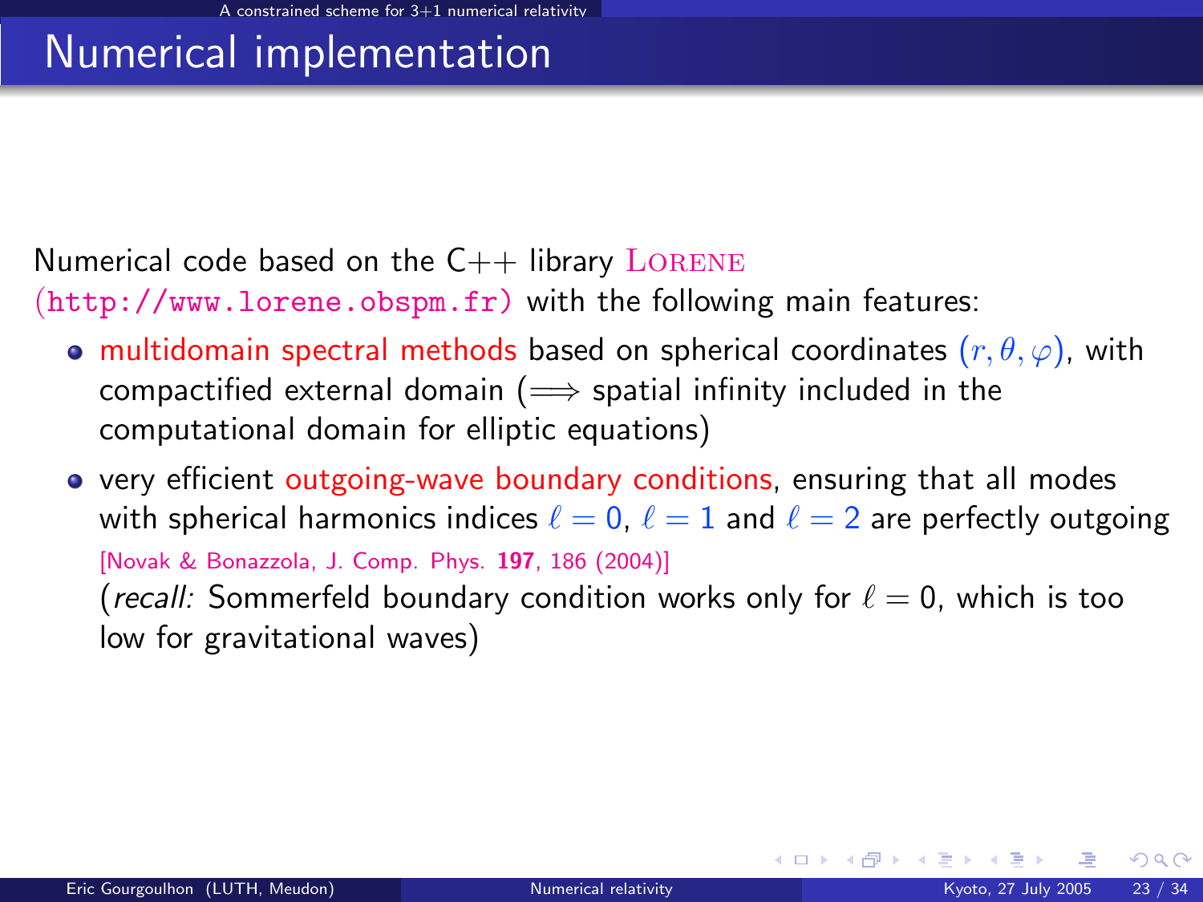# Numerical implementation

Numerical code based on the C++ library LORENE (http://www.lorene.obspm.fr) with the following main features:

- multidomain spectral methods based on spherical coordinates $(r, \theta, \varphi)$, with compactified external domain ($\Longrightarrow$ spatial infinity included in the computational domain for elliptic equations)
- very efficient outgoing-wave boundary conditions, ensuring that all modes with spherical harmonics indices $\ell = 0$, $\ell = 1$ and $\ell = 2$ are perfectly outgoing [Novak & Bonazzola, J. Comp. Phys. **197**, 186 (2004)]
  (*recall:* Sommerfeld boundary condition works only for $\ell = 0$, which is too low for gravitational waves)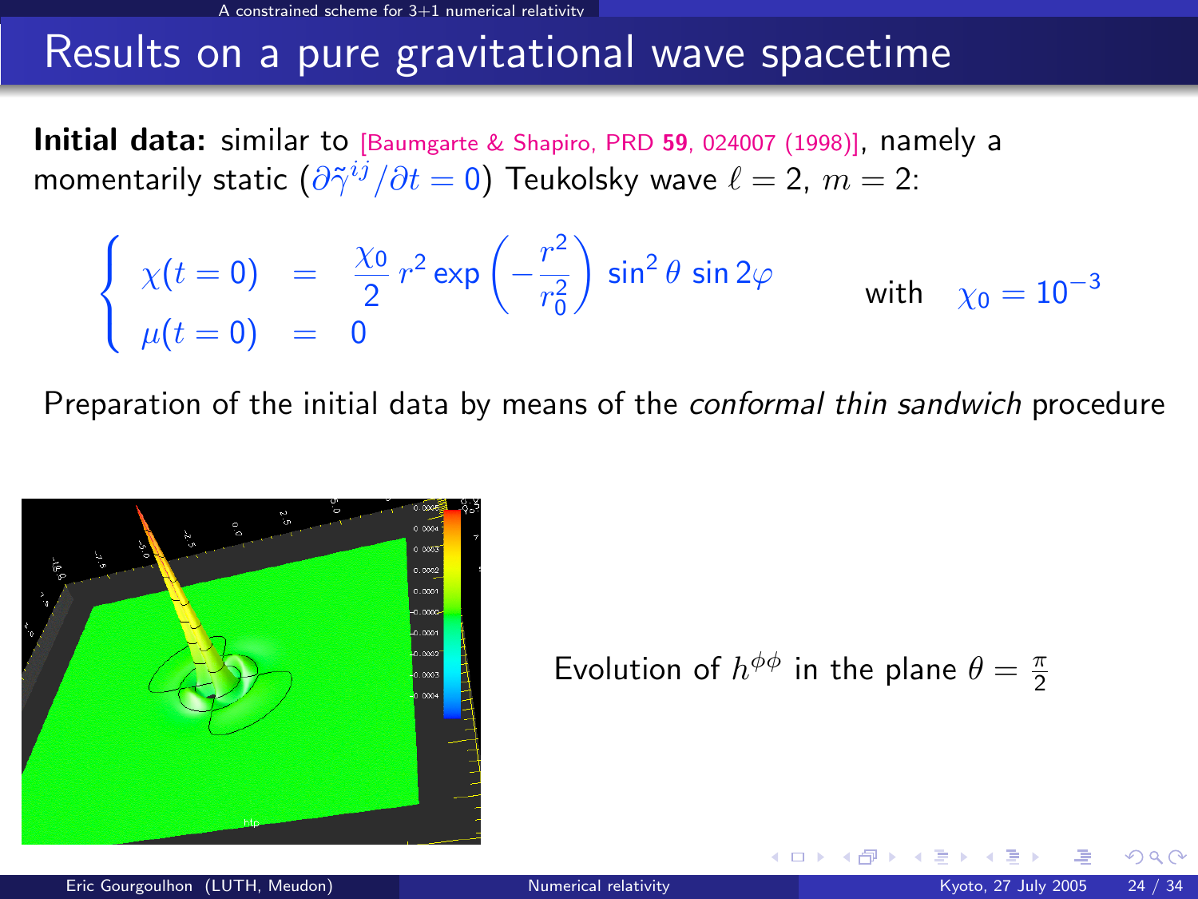# Results on a pure gravitational wave spacetime

**Initial data:** similar to [Baumgarte & Shapiro, PRD **59**, 024007 (1998)], namely a momentarily static ($\partial\tilde{\gamma}^{ij}/\partial t = 0$) Teukolsky wave $\ell = 2$, $m = 2$:

$$\begin{cases} \chi(t=0) &= \dfrac{\chi_0}{2}\, r^2 \exp\left(-\dfrac{r^2}{r_0^2}\right) \sin^2\theta \, \sin 2\varphi \\ \mu(t=0) &= 0 \end{cases} \qquad \text{with} \quad \chi_0 = 10^{-3}$$

Preparation of the initial data by means of the *conformal thin sandwich* procedure

Evolution of $h^{\phi\phi}$ in the plane $\theta = \frac{\pi}{2}$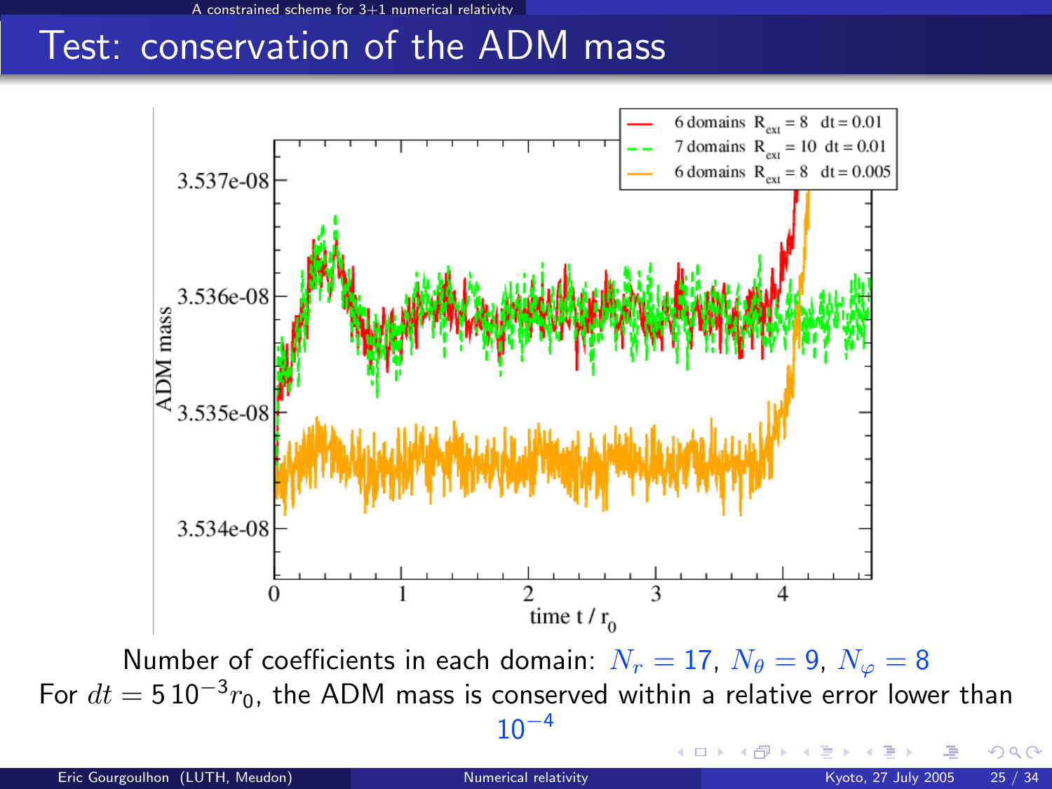# Test: conservation of the ADM mass

Number of coefficients in each domain: $N_r = 17$, $N_\theta = 9$, $N_\varphi = 8$

For $dt = 5\,10^{-3} r_0$, the ADM mass is conserved within a relative error lower than $10^{-4}$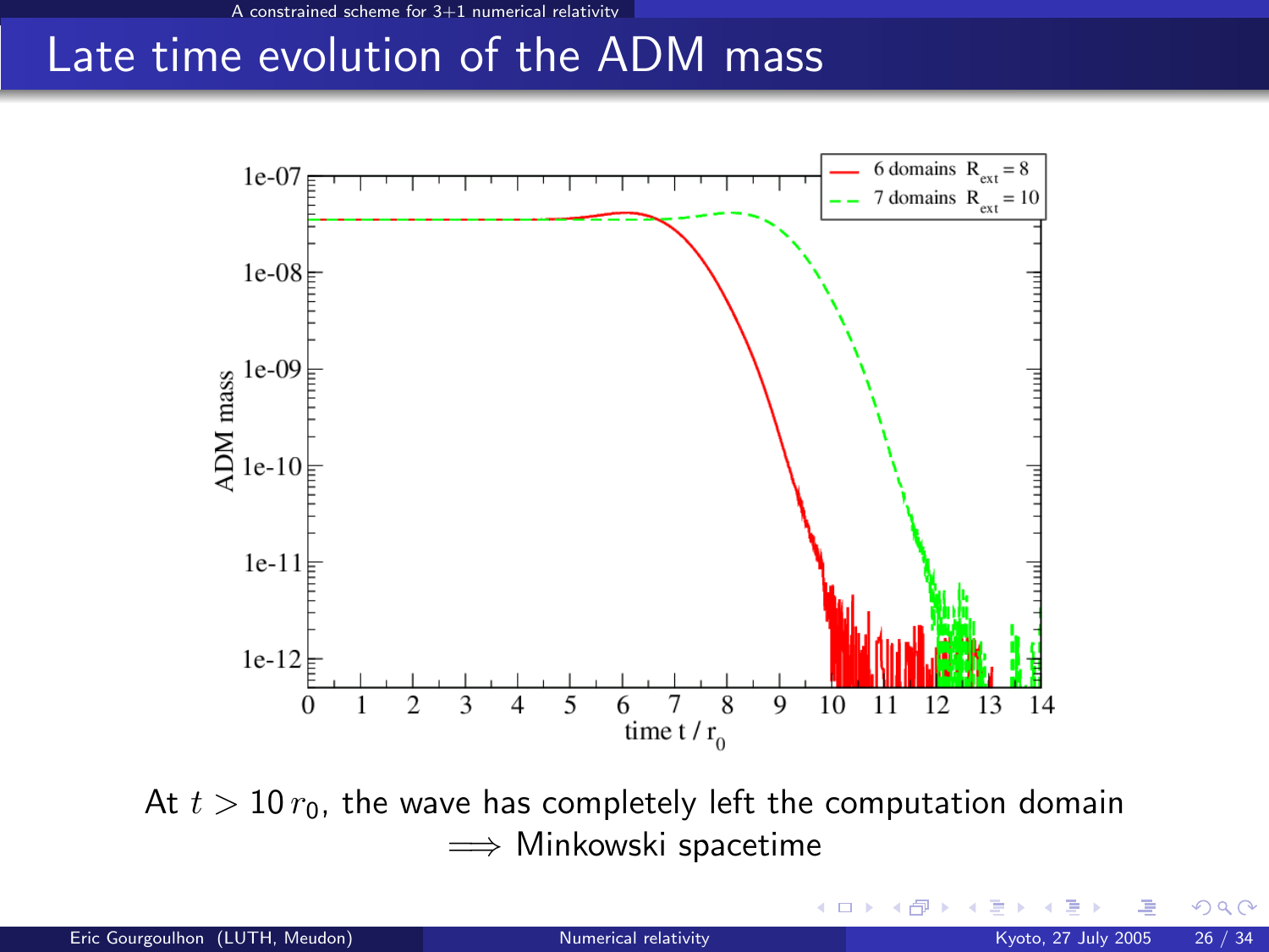# Late time evolution of the ADM mass

| Series | Line style |
| --- | --- |
| 6 domains $R_{ext} = 8$ | solid red |
| 7 domains $R_{ext} = 10$ | dashed green |

Y-axis: ADM mass (log scale, 1e-12 to 1e-07)

X-axis: time $t / r_0$ (0 to 14)

At $t > 10\, r_0$, the wave has completely left the computation domain
$\Longrightarrow$ Minkowski spacetime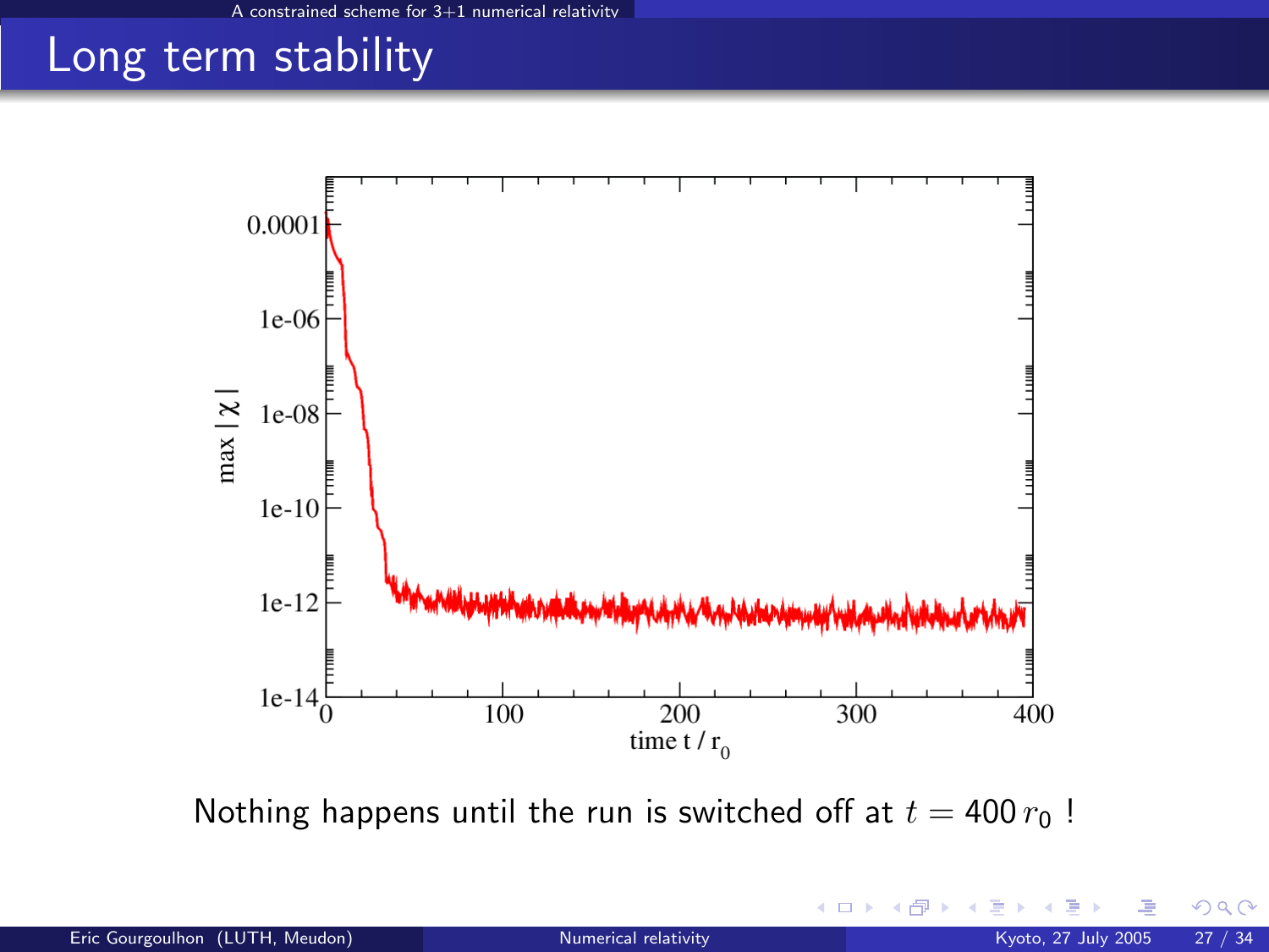# Long term stability

Nothing happens until the run is switched off at $t = 400\, r_0$ !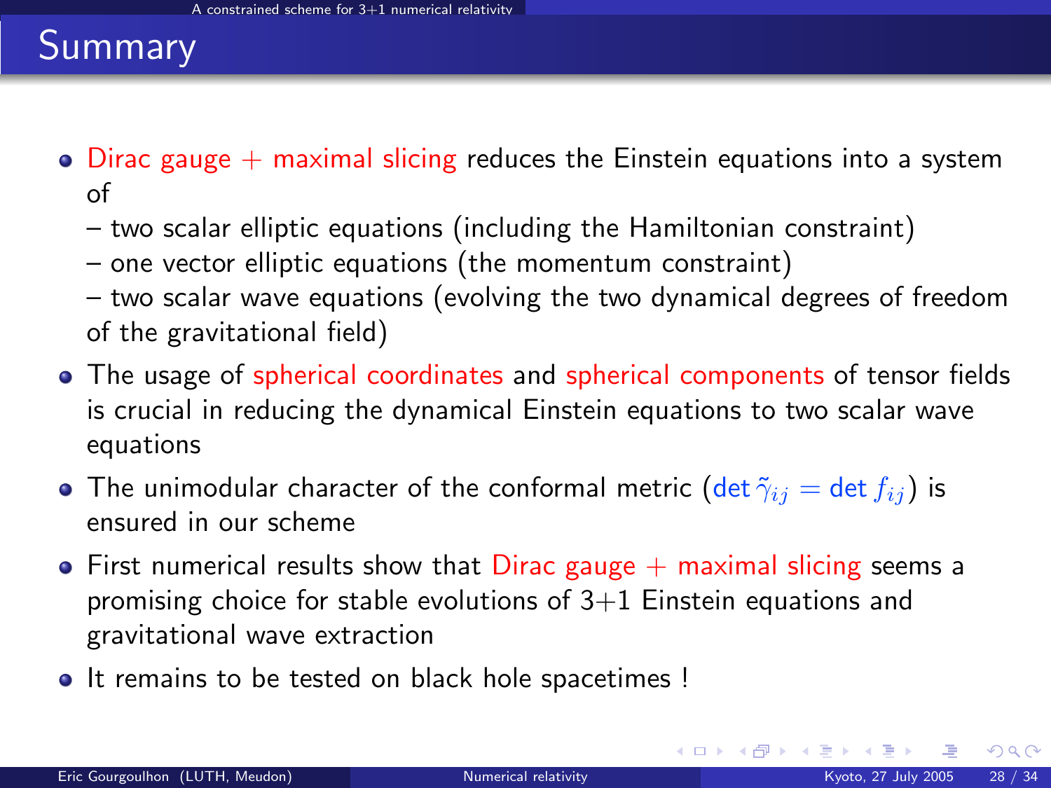# Summary

- Dirac gauge + maximal slicing reduces the Einstein equations into a system of
  - two scalar elliptic equations (including the Hamiltonian constraint)
  - one vector elliptic equations (the momentum constraint)
  - two scalar wave equations (evolving the two dynamical degrees of freedom of the gravitational field)
- The usage of spherical coordinates and spherical components of tensor fields is crucial in reducing the dynamical Einstein equations to two scalar wave equations
- The unimodular character of the conformal metric ($\det \tilde{\gamma}_{ij} = \det f_{ij}$) is ensured in our scheme
- First numerical results show that Dirac gauge + maximal slicing seems a promising choice for stable evolutions of 3+1 Einstein equations and gravitational wave extraction
- It remains to be tested on black hole spacetimes !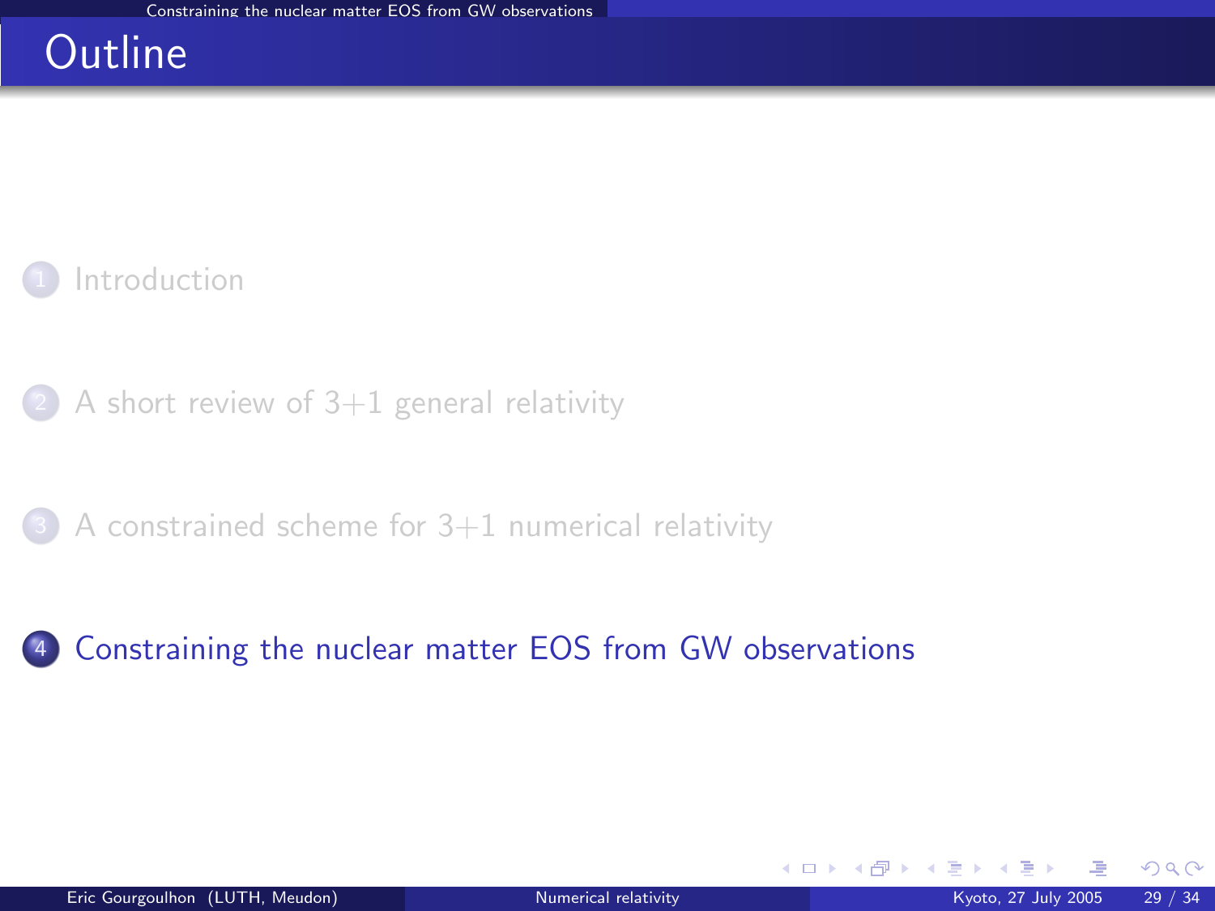# Outline

1. Introduction

2. A short review of 3+1 general relativity

3. A constrained scheme for 3+1 numerical relativity

4. Constraining the nuclear matter EOS from GW observations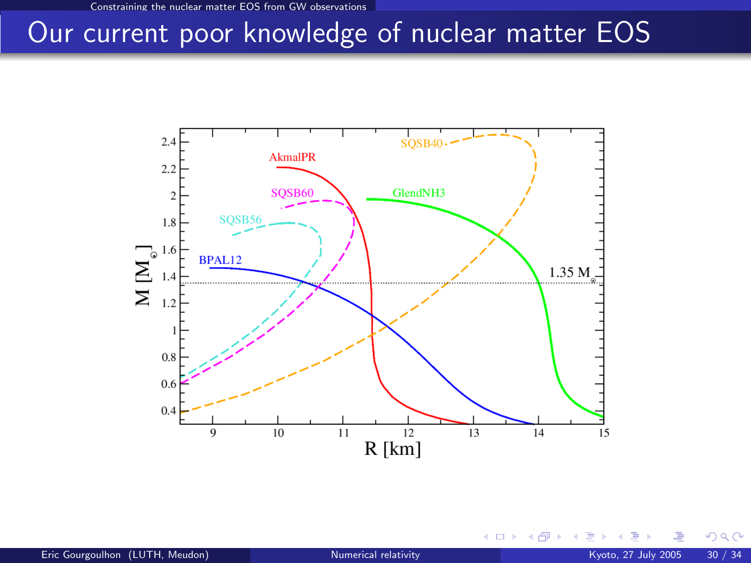# Our current poor knowledge of nuclear matter EOS

AkmalPR

SQSB60

SQSB56

BPAL12

SQSB40

GlendNH3

$1.35\ M_{\odot}$

$M\ [M_{\odot}]$

R [km]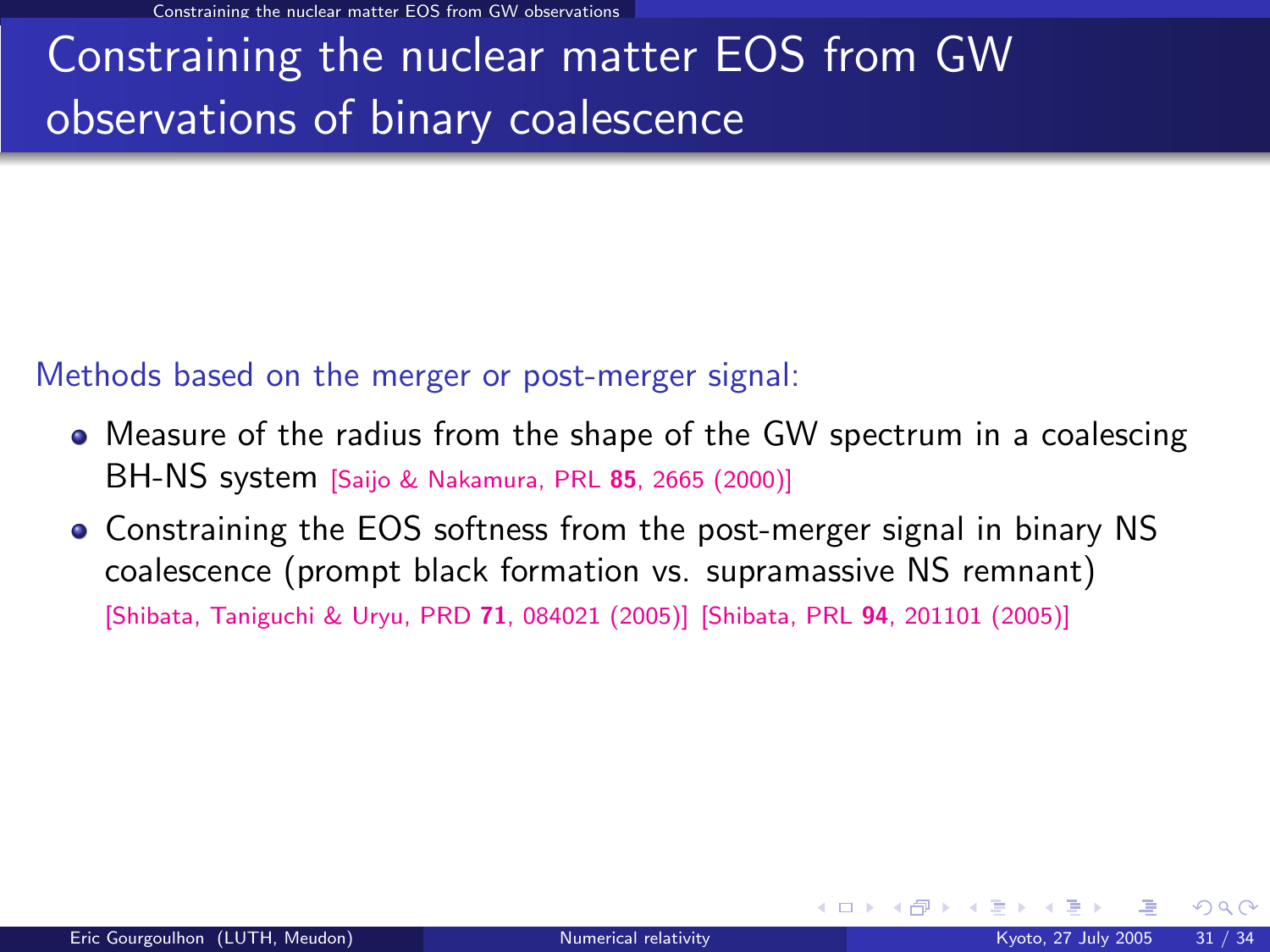# Constraining the nuclear matter EOS from GW observations of binary coalescence

Methods based on the merger or post-merger signal:

- Measure of the radius from the shape of the GW spectrum in a coalescing BH-NS system [Saijo & Nakamura, PRL **85**, 2665 (2000)]
- Constraining the EOS softness from the post-merger signal in binary NS coalescence (prompt black formation vs. supramassive NS remnant) [Shibata, Taniguchi & Uryu, PRD **71**, 084021 (2005)] [Shibata, PRL **94**, 201101 (2005)]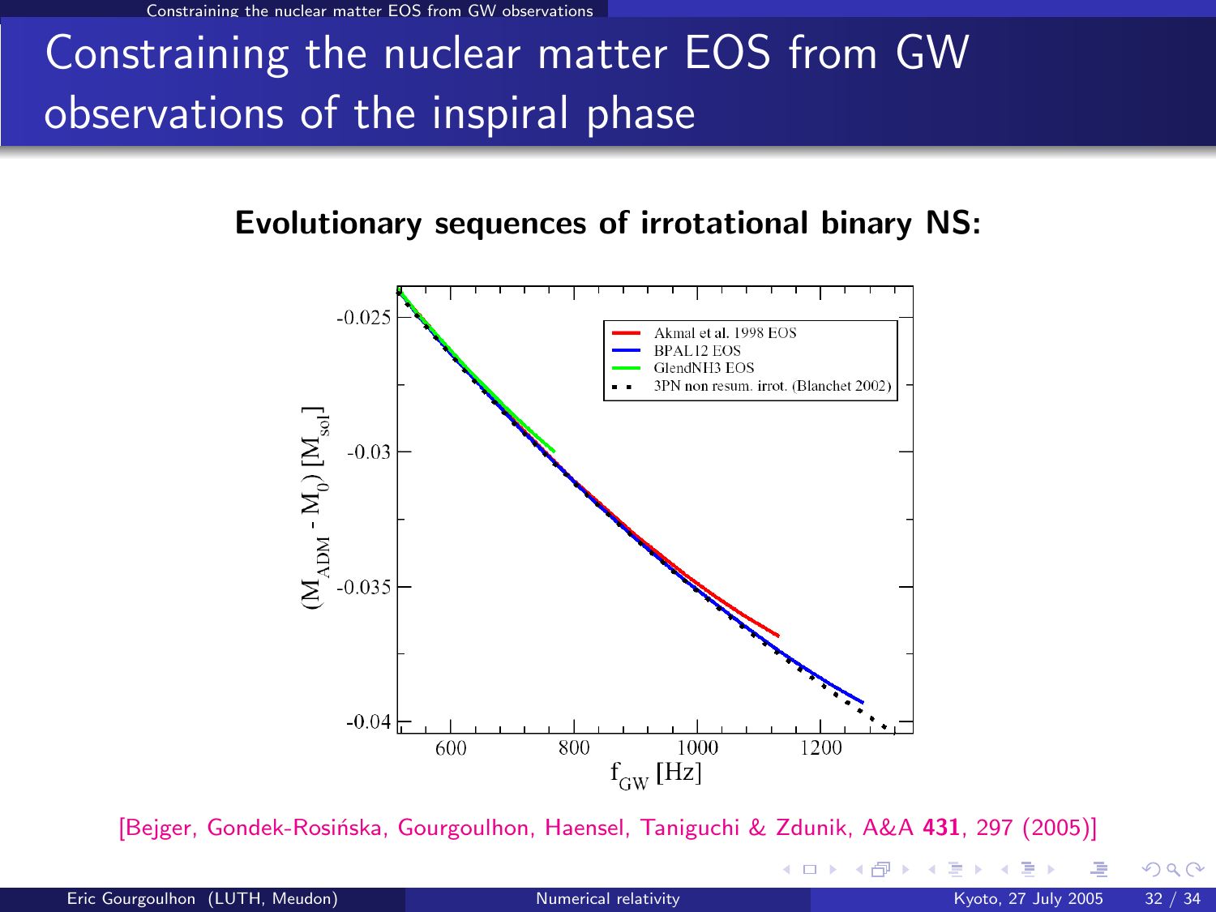# Constraining the nuclear matter EOS from GW observations of the inspiral phase

**Evolutionary sequences of irrotational binary NS:**

[Bejger, Gondek-Rosińska, Gourgoulhon, Haensel, Taniguchi & Zdunik, A&A **431**, 297 (2005)]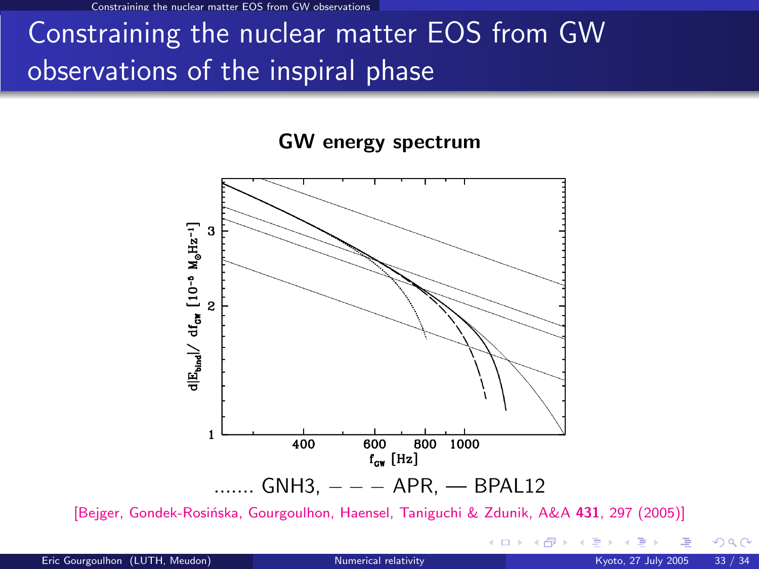# Constraining the nuclear matter EOS from GW observations of the inspiral phase

**GW energy spectrum**

....... GNH3, – – – APR, — BPAL12

[Bejger, Gondek-Rosińska, Gourgoulhon, Haensel, Taniguchi & Zdunik, A&A **431**, 297 (2005)]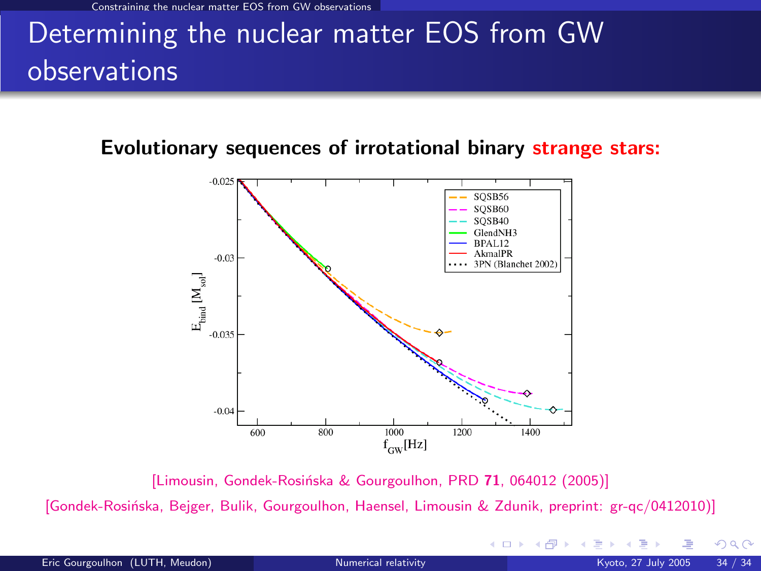# Determining the nuclear matter EOS from GW observations

**Evolutionary sequences of irrotational binary strange stars:**

-0.025
-0.03
-0.035
-0.04

$E_{bind}$ [$M_{sol}$]

600
800
1000
1200
1400

$f_{GW}$[Hz]

SQSB56
SQSB60
SQSB40
GlendNH3
BPAL12
AkmalPR
3PN (Blanchet 2002)

[Limousin, Gondek-Rosińska & Gourgoulhon, PRD **71**, 064012 (2005)]

[Gondek-Rosińska, Bejger, Bulik, Gourgoulhon, Haensel, Limousin & Zdunik, preprint: gr-qc/0412010)]